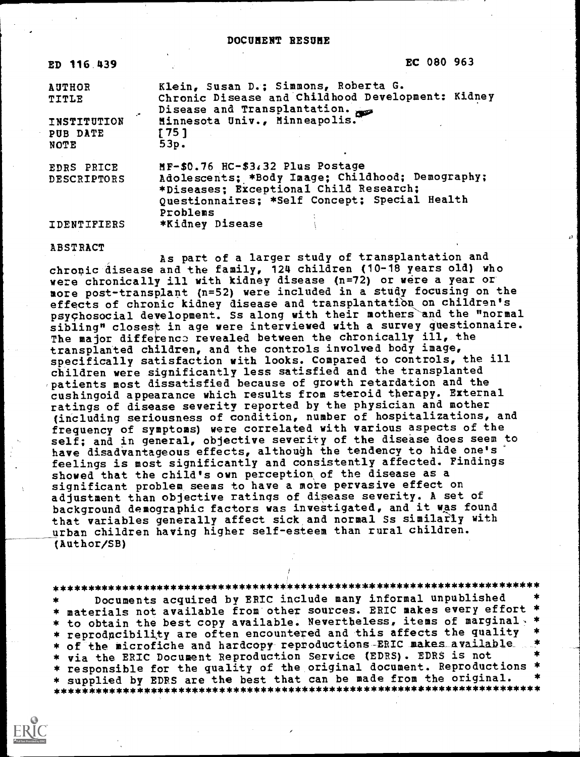# DOCUMENT RESUME

| | |
|---|---|
| ED 116 439 | EC 080 963 |
| AUTHOR | Klein, Susan D.; Simmons, Roberta G. |
| TITLE | Chronic Disease and Childhood Development: Kidney Disease and Transplantation. |
| INSTITUTION | Minnesota Univ., Minneapolis. |
| PUB DATE | [75] |
| NOTE | 53p. |
| EDRS PRICE | MF-$0.76 HC-$3.32 Plus Postage |
| DESCRIPTORS | Adolescents; *Body Image; Childhood; Demography; *Diseases; Exceptional Child Research; Questionnaires; *Self Concept; Special Health Problems |
| IDENTIFIERS | *Kidney Disease |

ABSTRACT

As part of a larger study of transplantation and chronic disease and the family, 124 children (10-18 years old) who were chronically ill with kidney disease (n=72) or were a year or more post-transplant (n=52) were included in a study focusing on the effects of chronic kidney disease and transplantation on children's psychosocial development. Ss along with their mothers and the "normal sibling" closest in age were interviewed with a survey questionnaire. The major difference revealed between the chronically ill, the transplanted children, and the controls involved body image, specifically satisfaction with looks. Compared to controls, the ill children were significantly less satisfied and the transplanted patients most dissatisfied because of growth retardation and the cushingoid appearance which results from steroid therapy. External ratings of disease severity reported by the physician and mother (including seriousness of condition, number of hospitalizations, and frequency of symptoms) were correlated with various aspects of the self; and in general, objective severity of the disease does seem to have disadvantageous effects, although the tendency to hide one's feelings is most significantly and consistently affected. Findings showed that the child's own perception of the disease as a significant problem seems to have a more pervasive effect on adjustment than objective ratings of disease severity. A set of background demographic factors was investigated, and it was found that variables generally affect sick and normal Ss similarly with urban children having higher self-esteem than rural children. (Author/SB)

***********************************************************************
* Documents acquired by ERIC include many informal unpublished *
* materials not available from other sources. ERIC makes every effort *
* to obtain the best copy available. Nevertheless, items of marginal *
* reproducibility are often encountered and this affects the quality *
* of the microfiche and hardcopy reproductions ERIC makes available *
* via the ERIC Document Reproduction Service (EDRS). EDRS is not *
* responsible for the quality of the original document. Reproductions *
* supplied by EDRS are the best that can be made from the original. *
***********************************************************************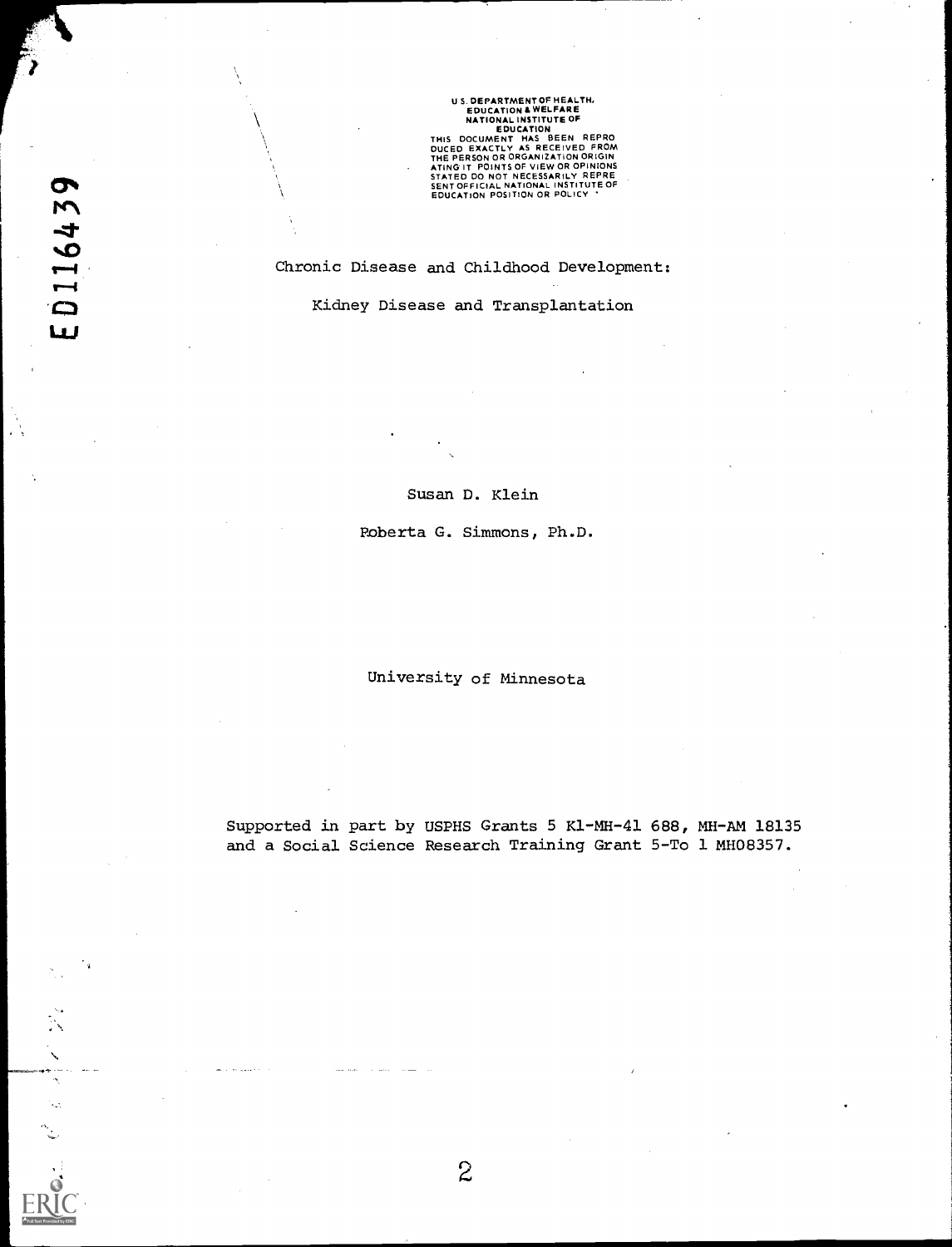U S. DEPARTMENT OF HEALTH, EDUCATION & WELFARE NATIONAL INSTITUTE OF EDUCATION

THIS DOCUMENT HAS BEEN REPRODUCED EXACTLY AS RECEIVED FROM THE PERSON OR ORGANIZATION ORIGINATING IT. POINTS OF VIEW OR OPINIONS STATED DO NOT NECESSARILY REPRESENT OFFICIAL NATIONAL INSTITUTE OF EDUCATION POSITION OR POLICY

ED116439

# Chronic Disease and Childhood Development: Kidney Disease and Transplantation

Susan D. Klein

Roberta G. Simmons, Ph.D.

University of Minnesota

Supported in part by USPHS Grants 5 K1-MH-41 688, MH-AM 18135 and a Social Science Research Training Grant 5-To 1 MH08357.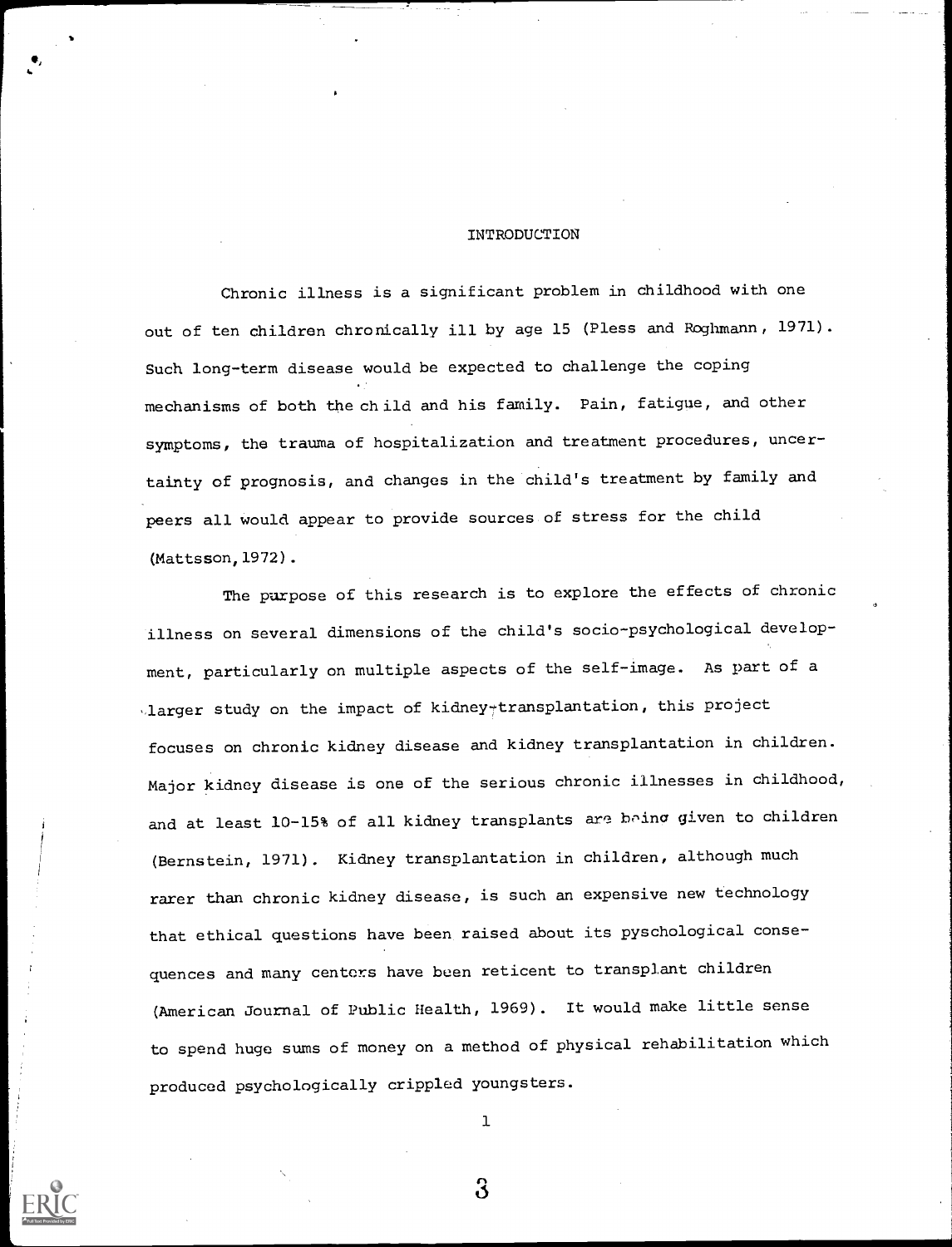# INTRODUCTION

Chronic illness is a significant problem in childhood with one out of ten children chronically ill by age 15 (Pless and Roghmann, 1971). Such long-term disease would be expected to challenge the coping mechanisms of both the child and his family. Pain, fatigue, and other symptoms, the trauma of hospitalization and treatment procedures, uncertainty of prognosis, and changes in the child's treatment by family and peers all would appear to provide sources of stress for the child (Mattsson, 1972).

The purpose of this research is to explore the effects of chronic illness on several dimensions of the child's socio-psychological development, particularly on multiple aspects of the self-image. As part of a larger study on the impact of kidney-transplantation, this project focuses on chronic kidney disease and kidney transplantation in children. Major kidney disease is one of the serious chronic illnesses in childhood, and at least 10-15% of all kidney transplants are being given to children (Bernstein, 1971). Kidney transplantation in children, although much rarer than chronic kidney disease, is such an expensive new technology that ethical questions have been raised about its pyschological consequences and many centers have been reticent to transplant children (American Journal of Public Health, 1969). It would make little sense to spend huge sums of money on a method of physical rehabilitation which produced psychologically crippled youngsters.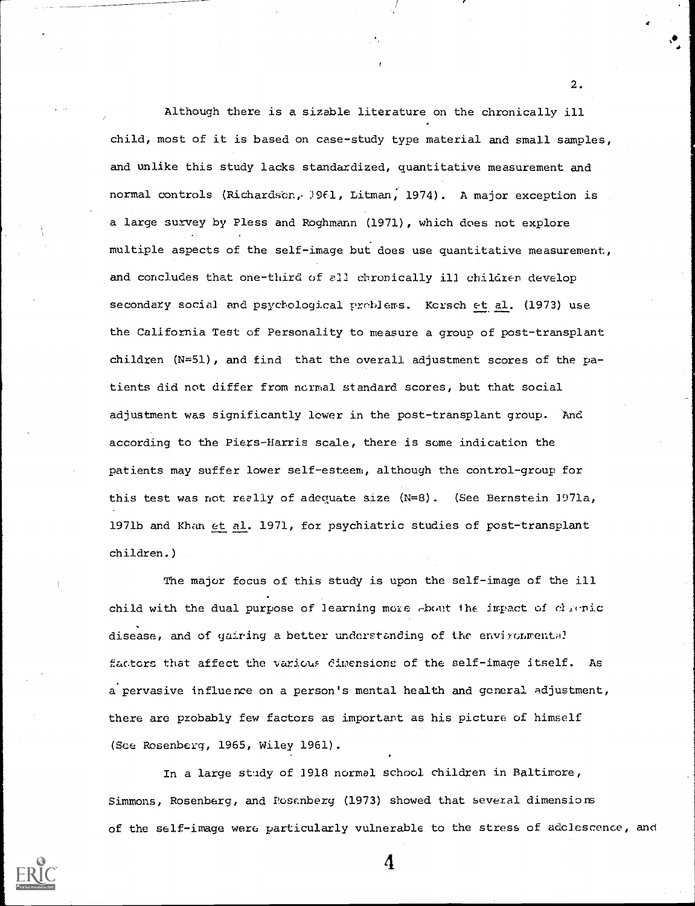Although there is a sizable literature on the chronically ill child, most of it is based on case-study type material and small samples, and unlike this study lacks standardized, quantitative measurement and normal controls (Richardson, 1961, Litman, 1974). A major exception is a large survey by Pless and Roghmann (1971), which does not explore multiple aspects of the self-image but does use quantitative measurement, and concludes that one-third of all chronically ill children develop secondary social and psychological problems. Korsch et al. (1973) use the California Test of Personality to measure a group of post-transplant children (N=51), and find that the overall adjustment scores of the patients did not differ from normal standard scores, but that social adjustment was significantly lower in the post-transplant group. And according to the Piers-Harris scale, there is some indication the patients may suffer lower self-esteem, although the control-group for this test was not really of adequate size (N=8). (See Bernstein 1971a, 1971b and Khan et al. 1971, for psychiatric studies of post-transplant children.)

The major focus of this study is upon the self-image of the ill child with the dual purpose of learning more about the impact of chronic disease, and of gaining a better understanding of the environmental factors that affect the various dimensions of the self-image itself. As a pervasive influence on a person's mental health and general adjustment, there are probably few factors as important as his picture of himself (See Rosenberg, 1965, Wiley 1961).

In a large study of 1918 normal school children in Baltimore, Simmons, Rosenberg, and Rosenberg (1973) showed that several dimensions of the self-image were particularly vulnerable to the stress of adolescence, and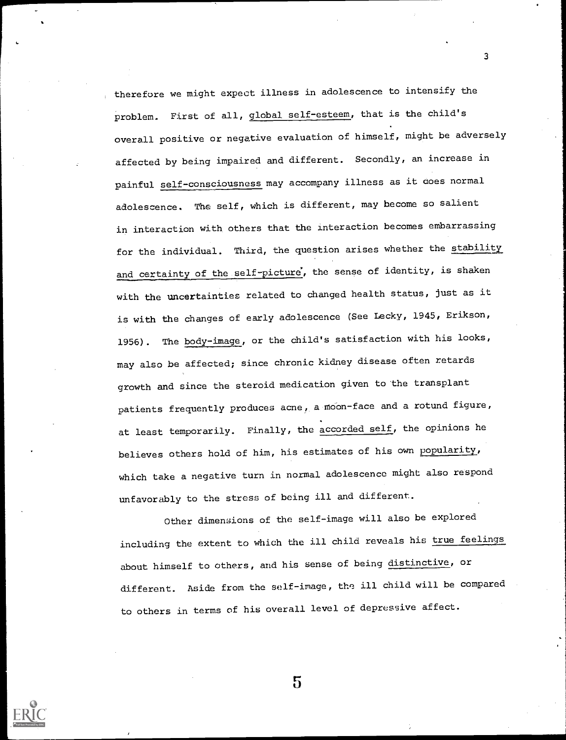therefore we might expect illness in adolescence to intensify the problem. First of all, global self-esteem, that is the child's overall positive or negative evaluation of himself, might be adversely affected by being impaired and different. Secondly, an increase in painful self-consciousness may accompany illness as it does normal adolescence. The self, which is different, may become so salient in interaction with others that the interaction becomes embarrassing for the individual. Third, the question arises whether the stability and certainty of the self-picture, the sense of identity, is shaken with the uncertainties related to changed health status, just as it is with the changes of early adolescence (See Lecky, 1945, Erikson, 1956). The body-image, or the child's satisfaction with his looks, may also be affected; since chronic kidney disease often retards growth and since the steroid medication given to the transplant patients frequently produces acne, a moon-face and a rotund figure, at least temporarily. Finally, the accorded self, the opinions he believes others hold of him, his estimates of his own popularity, which take a negative turn in normal adolescence might also respond unfavorably to the stress of being ill and different.

Other dimensions of the self-image will also be explored including the extent to which the ill child reveals his true feelings about himself to others, and his sense of being distinctive, or different. Aside from the self-image, the ill child will be compared to others in terms of his overall level of depressive affect.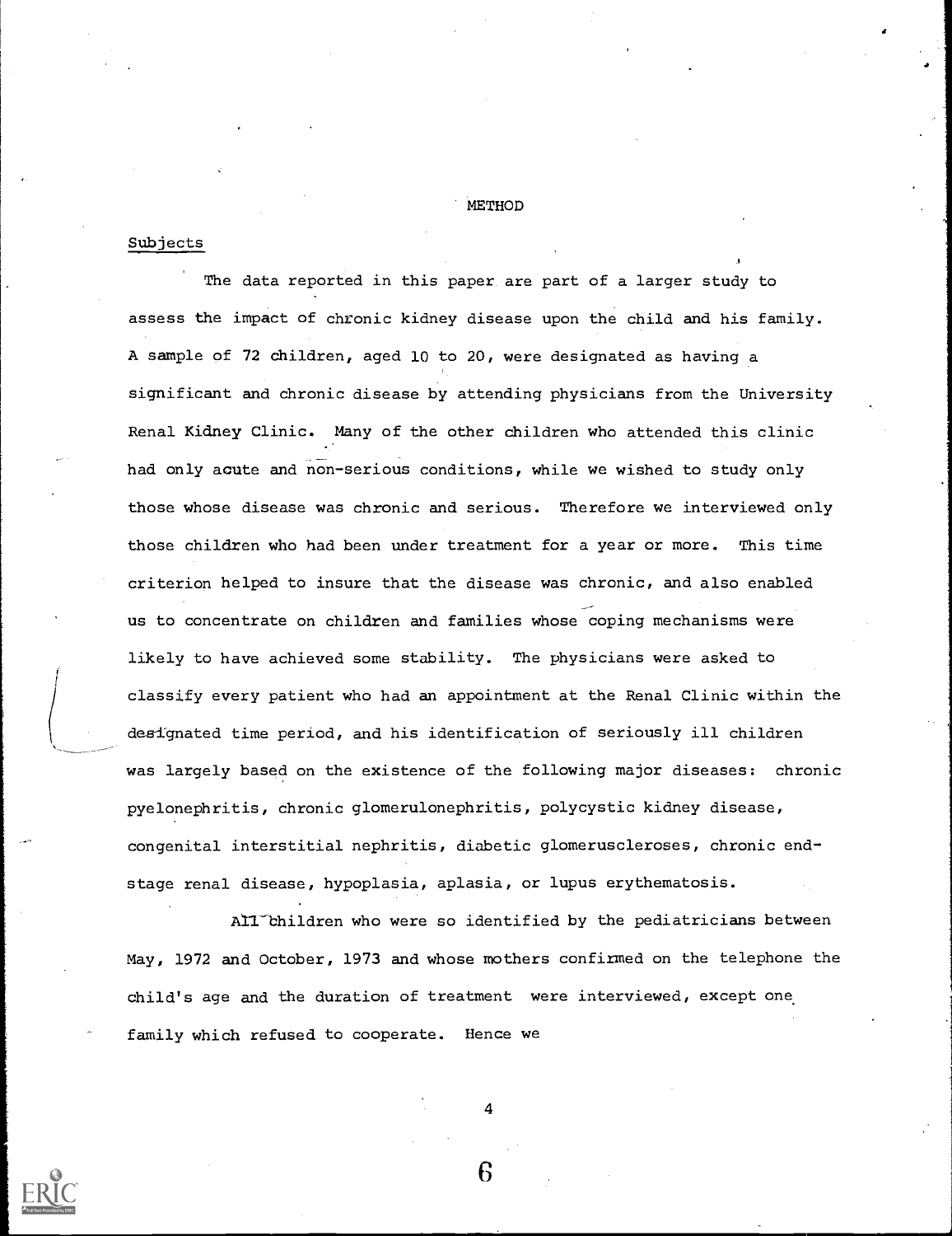## METHOD

### Subjects

The data reported in this paper are part of a larger study to assess the impact of chronic kidney disease upon the child and his family. A sample of 72 children, aged 10 to 20, were designated as having a significant and chronic disease by attending physicians from the University Renal Kidney Clinic. Many of the other children who attended this clinic had only acute and non-serious conditions, while we wished to study only those whose disease was chronic and serious. Therefore we interviewed only those children who had been under treatment for a year or more. This time criterion helped to insure that the disease was chronic, and also enabled us to concentrate on children and families whose coping mechanisms were likely to have achieved some stability. The physicians were asked to classify every patient who had an appointment at the Renal Clinic within the designated time period, and his identification of seriously ill children was largely based on the existence of the following major diseases: chronic pyelonephritis, chronic glomerulonephritis, polycystic kidney disease, congenital interstitial nephritis, diabetic glomeruscleroses, chronic end-stage renal disease, hypoplasia, aplasia, or lupus erythematosis.

All children who were so identified by the pediatricians between May, 1972 and October, 1973 and whose mothers confirmed on the telephone the child's age and the duration of treatment were interviewed, except one family which refused to cooperate. Hence we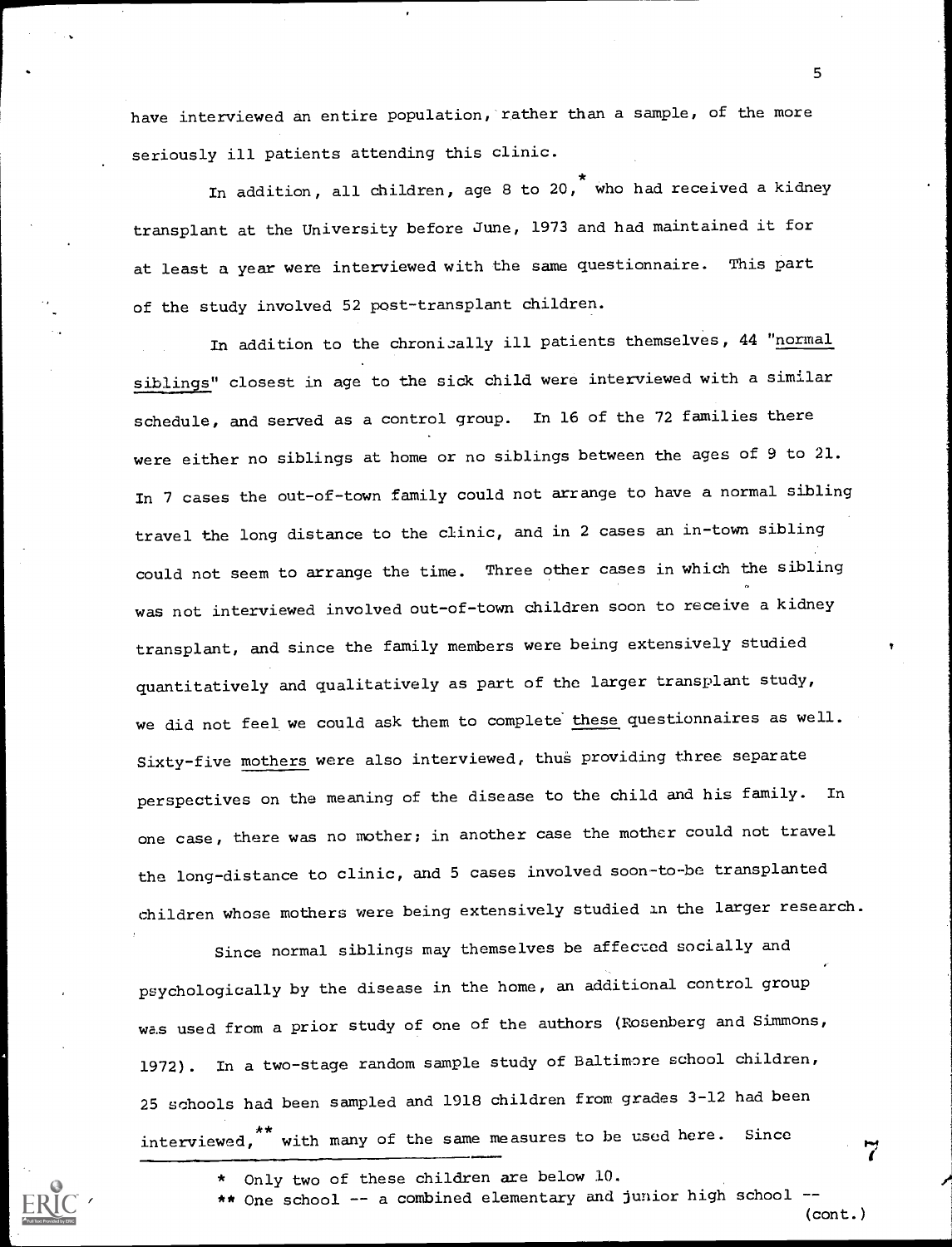have interviewed an entire population, rather than a sample, of the more seriously ill patients attending this clinic.

In addition, all children, age 8 to 20,* who had received a kidney transplant at the University before June, 1973 and had maintained it for at least a year were interviewed with the same questionnaire. This part of the study involved 52 post-transplant children.

In addition to the chronically ill patients themselves, 44 "<u>normal siblings</u>" closest in age to the sick child were interviewed with a similar schedule, and served as a control group. In 16 of the 72 families there were either no siblings at home or no siblings between the ages of 9 to 21. In 7 cases the out-of-town family could not arrange to have a normal sibling travel the long distance to the clinic, and in 2 cases an in-town sibling could not seem to arrange the time. Three other cases in which the sibling was not interviewed involved out-of-town children soon to receive a kidney transplant, and since the family members were being extensively studied quantitatively and qualitatively as part of the larger transplant study, we did not feel we could ask them to complete <u>these</u> questionnaires as well. Sixty-five <u>mothers</u> were also interviewed, thus providing three separate perspectives on the meaning of the disease to the child and his family. In one case, there was no mother; in another case the mother could not travel the long-distance to clinic, and 5 cases involved soon-to-be transplanted children whose mothers were being extensively studied in the larger research.

Since normal siblings may themselves be affected socially and psychologically by the disease in the home, an additional control group was used from a prior study of one of the authors (Rosenberg and Simmons, 1972). In a two-stage random sample study of Baltimore school children, 25 schools had been sampled and 1918 children from grades 3-12 had been interviewed,** with many of the same measures to be used here. Since

---

* Only two of these children are below 10.

** One school -- a combined elementary and junior high school -- (cont.)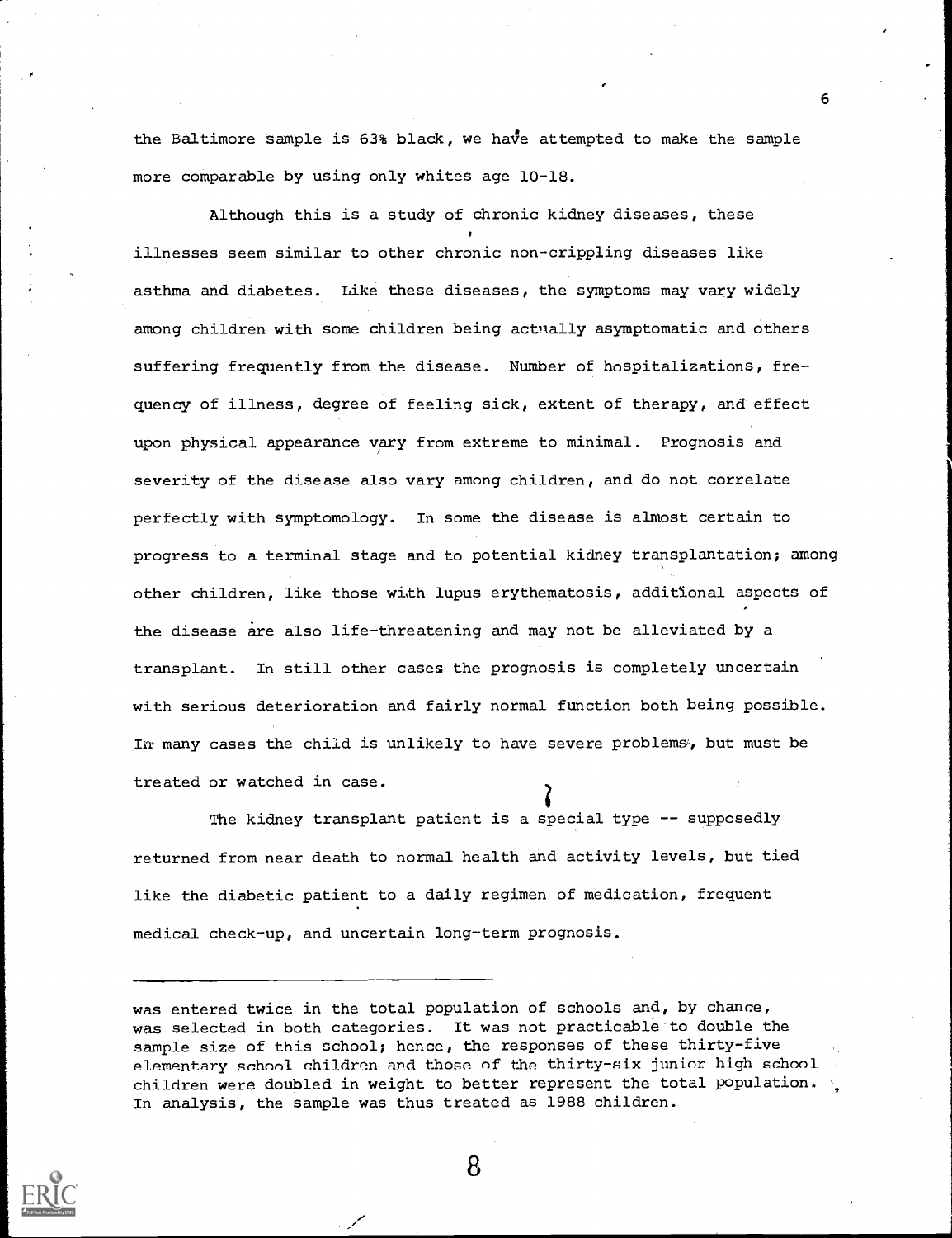the Baltimore sample is 63% black, we have attempted to make the sample more comparable by using only whites age 10-18.

Although this is a study of chronic kidney diseases, these illnesses seem similar to other chronic non-crippling diseases like asthma and diabetes. Like these diseases, the symptoms may vary widely among children with some children being actually asymptomatic and others suffering frequently from the disease. Number of hospitalizations, frequency of illness, degree of feeling sick, extent of therapy, and effect upon physical appearance vary from extreme to minimal. Prognosis and severity of the disease also vary among children, and do not correlate perfectly with symptomology. In some the disease is almost certain to progress to a terminal stage and to potential kidney transplantation; among other children, like those with lupus erythematosis, additional aspects of the disease are also life-threatening and may not be alleviated by a transplant. In still other cases the prognosis is completely uncertain with serious deterioration and fairly normal function both being possible. In many cases the child is unlikely to have severe problems, but must be treated or watched in case.

The kidney transplant patient is a special type -- supposedly returned from near death to normal health and activity levels, but tied like the diabetic patient to a daily regimen of medication, frequent medical check-up, and uncertain long-term prognosis.

---

was entered twice in the total population of schools and, by chance, was selected in both categories. It was not practicable to double the sample size of this school; hence, the responses of these thirty-five elementary school children and those of the thirty-six junior high school children were doubled in weight to better represent the total population. In analysis, the sample was thus treated as 1988 children.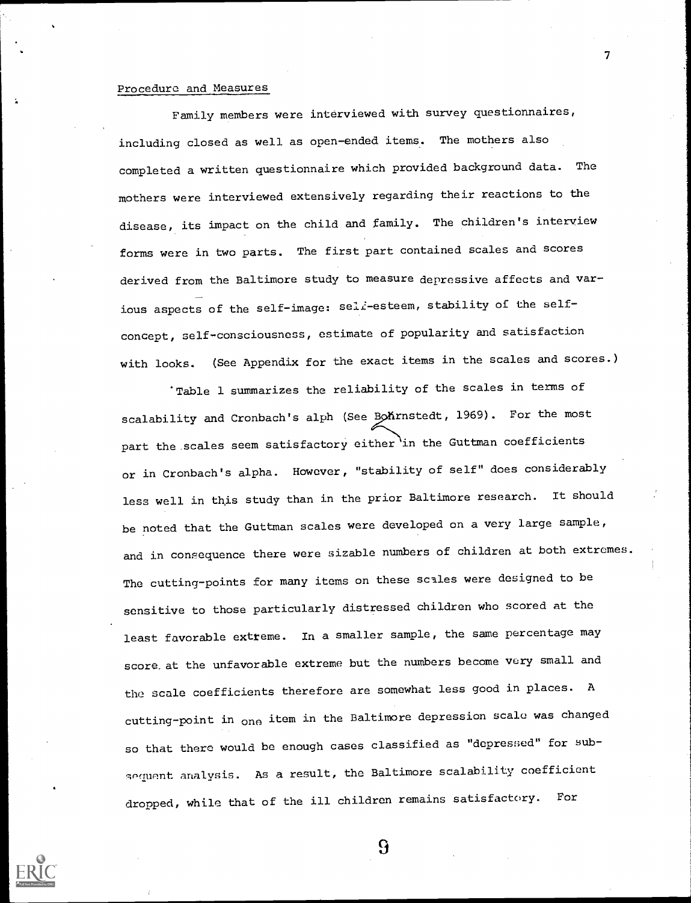Procedure and Measures

Family members were interviewed with survey questionnaires, including closed as well as open-ended items. The mothers also completed a written questionnaire which provided background data. The mothers were interviewed extensively regarding their reactions to the disease, its impact on the child and family. The children's interview forms were in two parts. The first part contained scales and scores derived from the Baltimore study to measure depressive affects and various aspects of the self-image: self-esteem, stability of the self-concept, self-consciousness, estimate of popularity and satisfaction with looks. (See Appendix for the exact items in the scales and scores.)

Table 1 summarizes the reliability of the scales in terms of scalability and Cronbach's alph (See Bohrnstedt, 1969). For the most part the scales seem satisfactory either in the Guttman coefficients or in Cronbach's alpha. However, "stability of self" does considerably less well in this study than in the prior Baltimore research. It should be noted that the Guttman scales were developed on a very large sample, and in consequence there were sizable numbers of children at both extremes. The cutting-points for many items on these scales were designed to be sensitive to those particularly distressed children who scored at the least favorable extreme. In a smaller sample, the same percentage may score at the unfavorable extreme but the numbers become very small and the scale coefficients therefore are somewhat less good in places. A cutting-point in one item in the Baltimore depression scale was changed so that there would be enough cases classified as "depressed" for subsequent analysis. As a result, the Baltimore scalability coefficient dropped, while that of the ill children remains satisfactory. For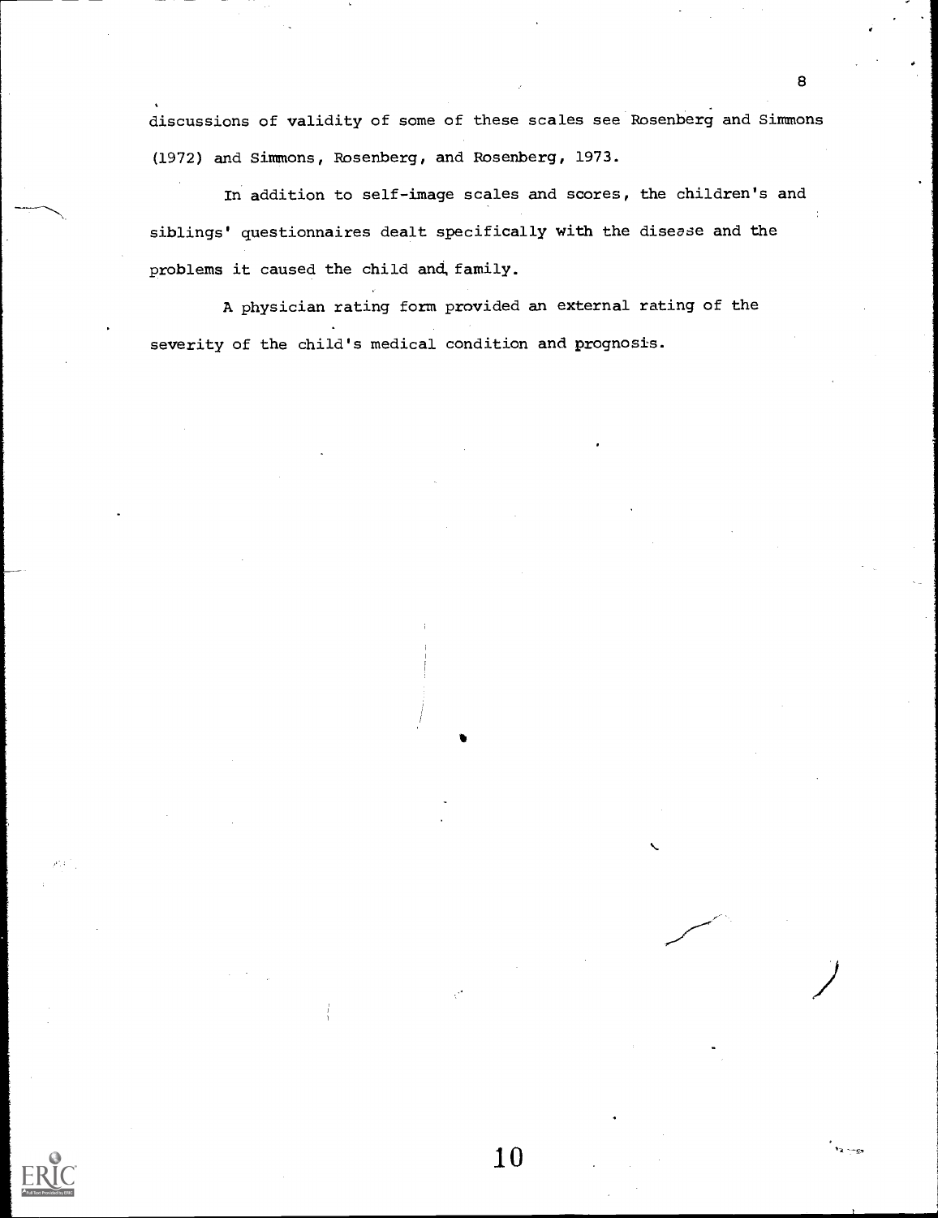discussions of validity of some of these scales see Rosenberg and Simmons (1972) and Simmons, Rosenberg, and Rosenberg, 1973.

In addition to self-image scales and scores, the children's and siblings' questionnaires dealt specifically with the disease and the problems it caused the child and family.

A physician rating form provided an external rating of the severity of the child's medical condition and prognosis.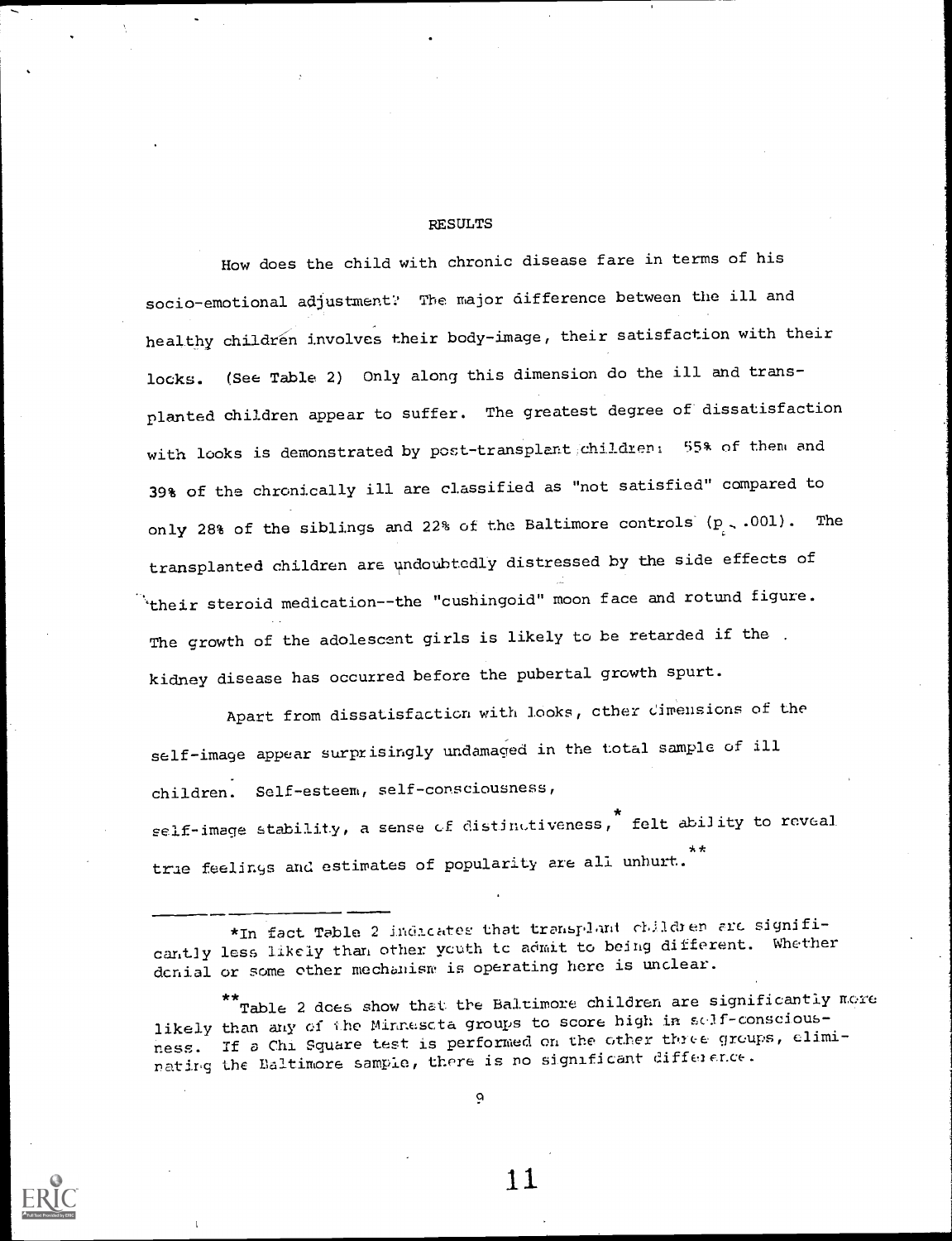## RESULTS

How does the child with chronic disease fare in terms of his socio-emotional adjustment? The major difference between the ill and healthy children involves their body-image, their satisfaction with their looks. (See Table 2) Only along this dimension do the ill and transplanted children appear to suffer. The greatest degree of dissatisfaction with looks is demonstrated by post-transplant children: 55% of them and 39% of the chronically ill are classified as "not satisfied" compared to only 28% of the siblings and 22% of the Baltimore controls ($p < .001$). The transplanted children are undoubtedly distressed by the side effects of their steroid medication--the "cushingoid" moon face and rotund figure. The growth of the adolescent girls is likely to be retarded if the kidney disease has occurred before the pubertal growth spurt.

Apart from dissatisfaction with looks, other dimensions of the self-image appear surprisingly undamaged in the total sample of ill children. Self-esteem, self-consciousness, self-image stability, a sense of distinctiveness,* felt ability to reveal true feelings and estimates of popularity are all unhurt.**

---

*In fact Table 2 indicates that transplant children are significantly less likely than other youth to admit to being different. Whether denial or some other mechanism is operating here is unclear.

**Table 2 does show that the Baltimore children are significantly more likely than any of the Minnesota groups to score high in self-consciousness. If a Chi Square test is performed on the other three groups, eliminating the Baltimore sample, there is no significant difference.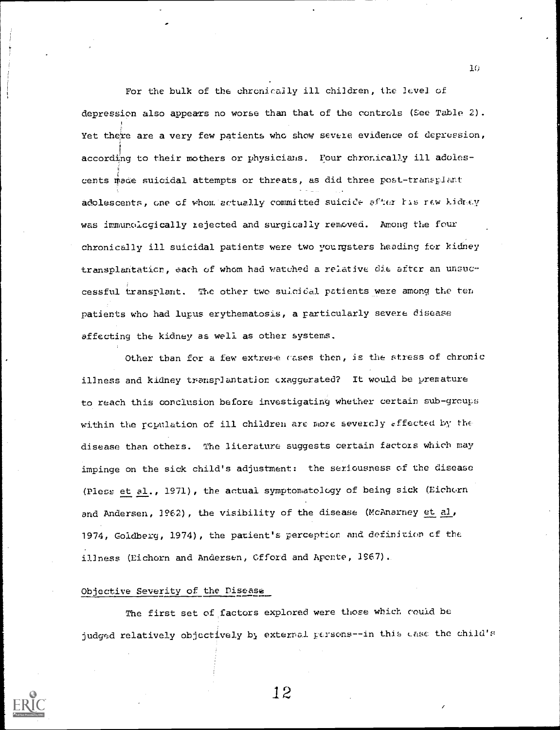For the bulk of the chronically ill children, the level of depression also appears no worse than that of the controls (See Table 2). Yet there are a very few patients who show severe evidence of depression, according to their mothers or physicians. Four chronically ill adolescents made suicidal attempts or threats, as did three post-transplant adolescents, one of whom actually committed suicide after his new kidney was immunologically rejected and surgically removed. Among the four chronically ill suicidal patients were two youngsters heading for kidney transplantation, each of whom had watched a relative die after an unsuccessful transplant. The other two suicidal patients were among the ten patients who had lupus erythematosis, a particularly severe disease affecting the kidney as well as other systems.

Other than for a few extreme cases then, is the stress of chronic illness and kidney transplantation exaggerated? It would be premature to reach this conclusion before investigating whether certain sub-groups within the population of ill children are more severely affected by the disease than others. The literature suggests certain factors which may impinge on the sick child's adjustment: the seriousness of the disease (Pless et al., 1971), the actual symptomatology of being sick (Eichorn and Andersen, 1962), the visibility of the disease (McAnarney et al, 1974, Goldberg, 1974), the patient's perception and definition of the illness (Eichorn and Andersen, Offord and Aponte, 1967).

## Objective Severity of the Disease

The first set of factors explored were those which could be judged relatively objectively by external persons--in this case the child's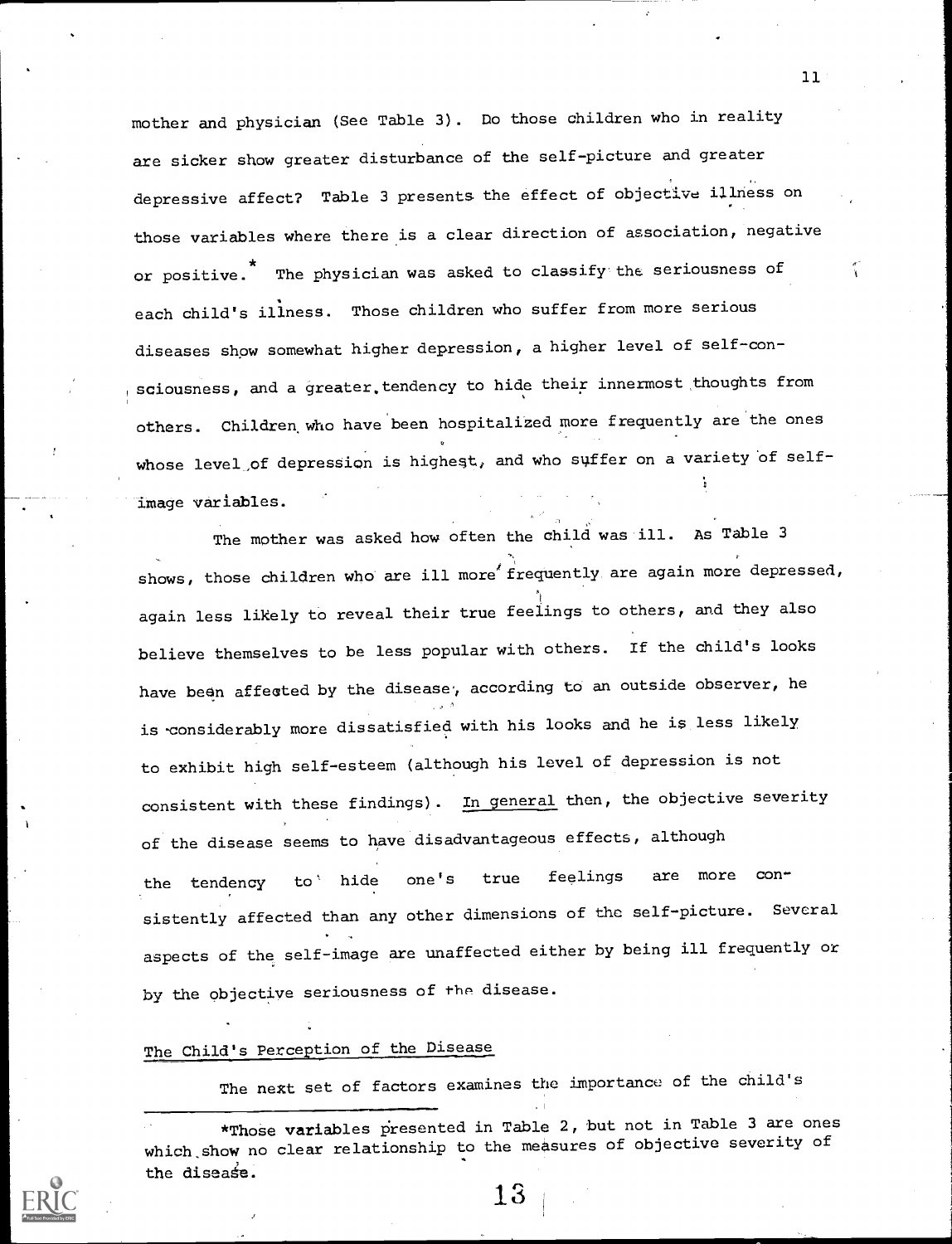mother and physician (See Table 3). Do those children who in reality are sicker show greater disturbance of the self-picture and greater depressive affect? Table 3 presents the effect of objective illness on those variables where there is a clear direction of association, negative or positive.* The physician was asked to classify the seriousness of each child's illness. Those children who suffer from more serious diseases show somewhat higher depression, a higher level of self-consciousness, and a greater tendency to hide their innermost thoughts from others. Children who have been hospitalized more frequently are the ones whose level of depression is highest, and who suffer on a variety of self-image variables.

The mother was asked how often the child was ill. As Table 3 shows, those children who are ill more frequently are again more depressed, again less likely to reveal their true feelings to others, and they also believe themselves to be less popular with others. If the child's looks have been affected by the disease, according to an outside observer, he is considerably more dissatisfied with his looks and he is less likely to exhibit high self-esteem (although his level of depression is not consistent with these findings). _In general_ then, the objective severity of the disease seems to have disadvantageous effects, although the tendency to hide one's true feelings are more consistently affected than any other dimensions of the self-picture. Several aspects of the self-image are unaffected either by being ill frequently or by the objective seriousness of the disease.

## The Child's Perception of the Disease

The next set of factors examines the importance of the child's

---

*Those variables presented in Table 2, but not in Table 3 are ones which show no clear relationship to the measures of objective severity of the disease.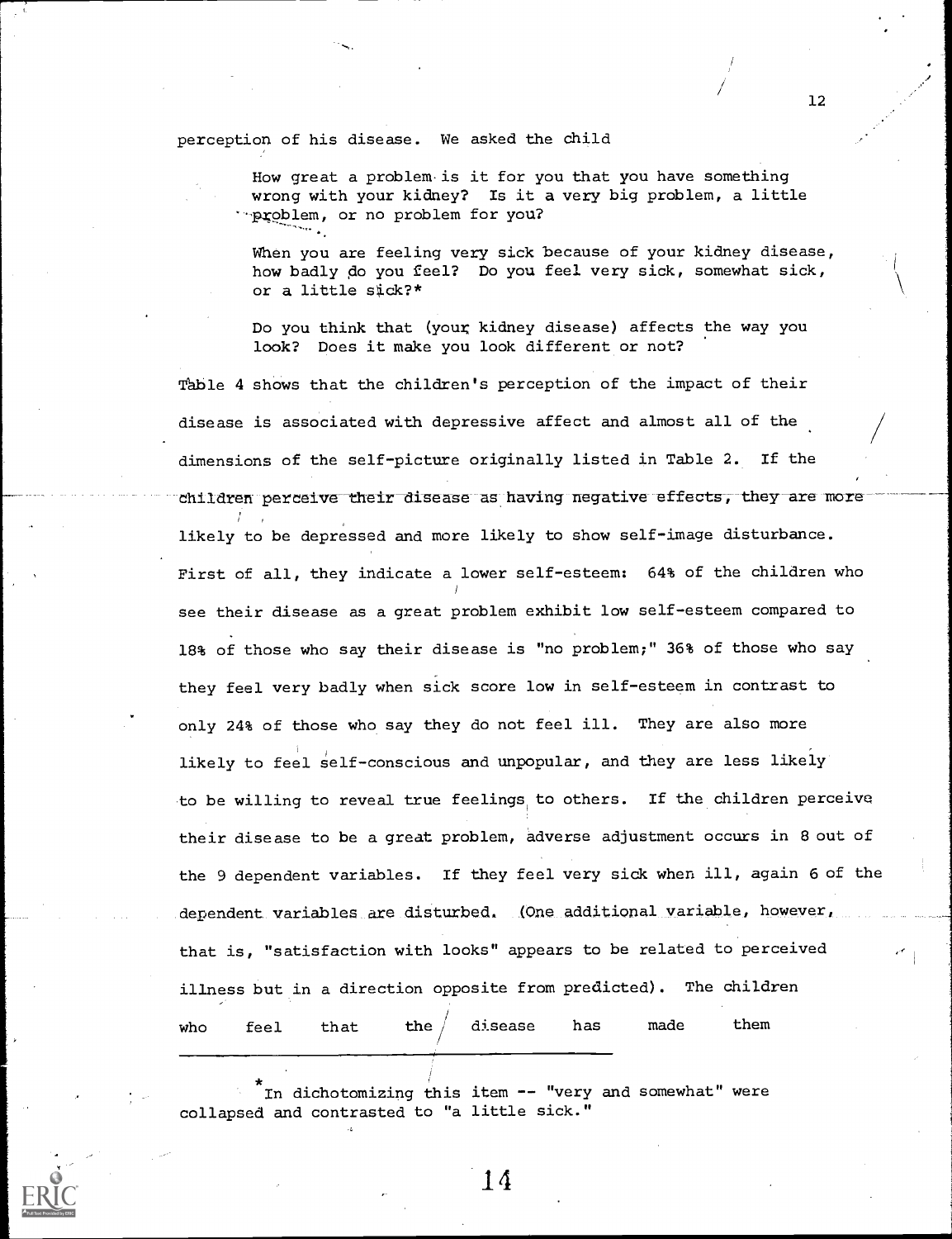perception of his disease. We asked the child

> How great a problem is it for you that you have something wrong with your kidney? Is it a very big problem, a little problem, or no problem for you?
>
> When you are feeling very sick because of your kidney disease, how badly do you feel? Do you feel very sick, somewhat sick, or a little sick?*
>
> Do you think that (your kidney disease) affects the way you look? Does it make you look different or not?

Table 4 shows that the children's perception of the impact of their disease is associated with depressive affect and almost all of the dimensions of the self-picture originally listed in Table 2. If the children perceive their disease as having negative effects, they are more likely to be depressed and more likely to show self-image disturbance. First of all, they indicate a lower self-esteem: 64% of the children who see their disease as a great problem exhibit low self-esteem compared to 18% of those who say their disease is "no problem;" 36% of those who say they feel very badly when sick score low in self-esteem in contrast to only 24% of those who say they do not feel ill. They are also more likely to feel self-conscious and unpopular, and they are less likely to be willing to reveal true feelings to others. If the children perceive their disease to be a great problem, adverse adjustment occurs in 8 out of the 9 dependent variables. If they feel very sick when ill, again 6 of the dependent variables are disturbed. (One additional variable, however, that is, "satisfaction with looks" appears to be related to perceived illness but in a direction opposite from predicted). The children who feel that the disease has made them

---

*In dichotomizing this item -- "very and somewhat" were collapsed and contrasted to "a little sick."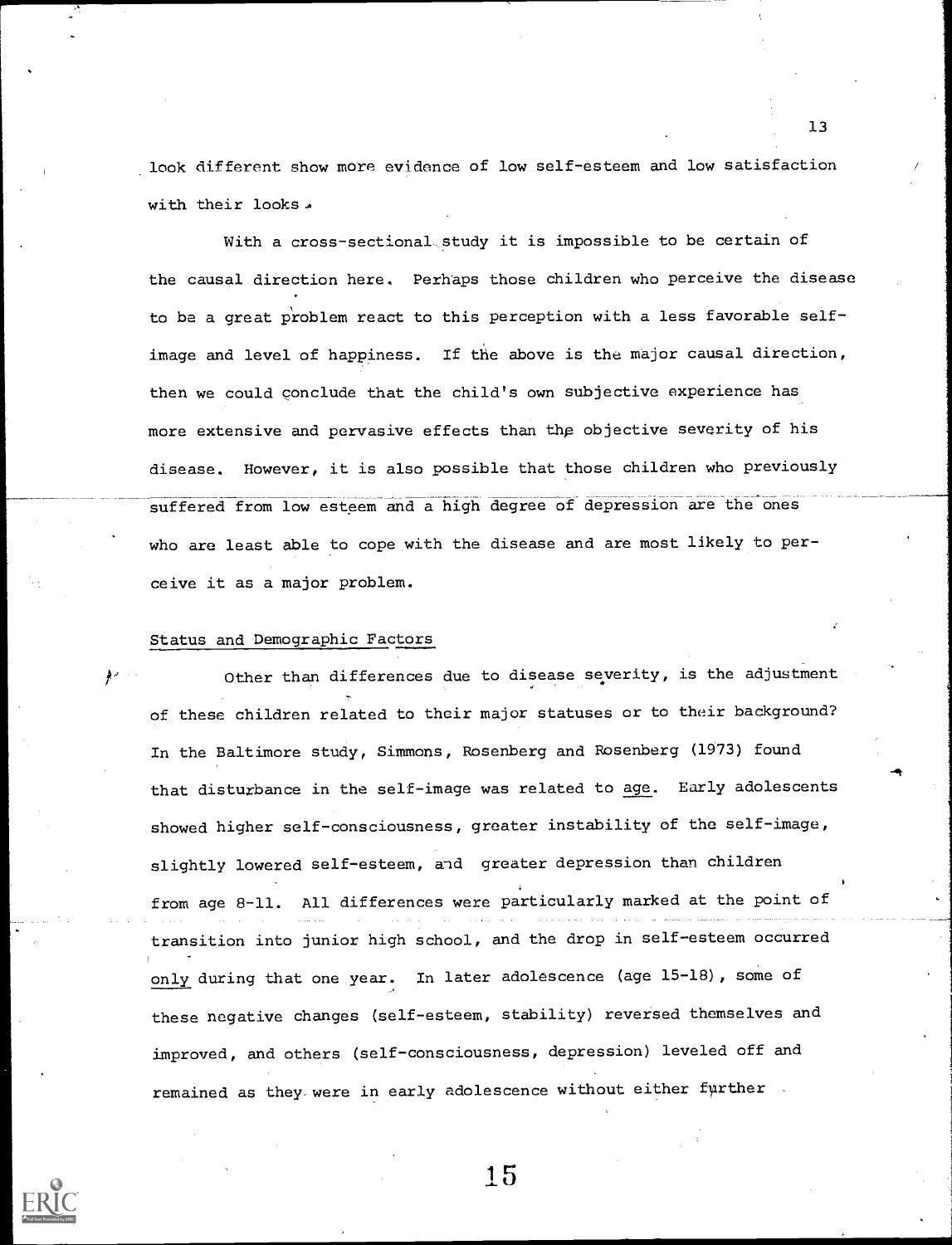look different show more evidence of low self-esteem and low satisfaction with their looks.

With a cross-sectional study it is impossible to be certain of the causal direction here. Perhaps those children who perceive the disease to be a great problem react to this perception with a less favorable self-image and level of happiness. If the above is the major causal direction, then we could conclude that the child's own subjective experience has more extensive and pervasive effects than the objective severity of his disease. However, it is also possible that those children who previously suffered from low esteem and a high degree of depression are the ones who are least able to cope with the disease and are most likely to perceive it as a major problem.

## Status and Demographic Factors

Other than differences due to disease severity, is the adjustment of these children related to their major statuses or to their background? In the Baltimore study, Simmons, Rosenberg and Rosenberg (1973) found that disturbance in the self-image was related to age. Early adolescents showed higher self-consciousness, greater instability of the self-image, slightly lowered self-esteem, and greater depression than children from age 8-11. All differences were particularly marked at the point of transition into junior high school, and the drop in self-esteem occurred only during that one year. In later adolescence (age 15-18), some of these negative changes (self-esteem, stability) reversed themselves and improved, and others (self-consciousness, depression) leveled off and remained as they were in early adolescence without either further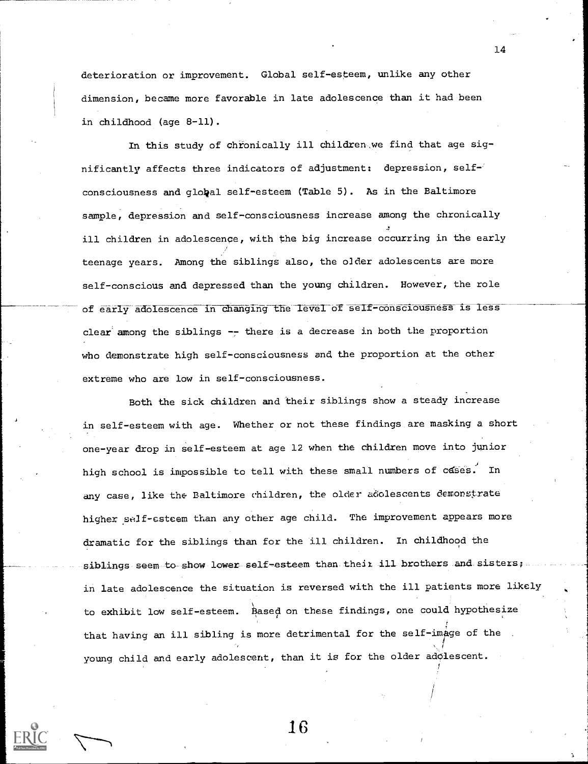deterioration or improvement. Global self-esteem, unlike any other dimension, became more favorable in late adolescence than it had been in childhood (age 8-11).

In this study of chronically ill children we find that age significantly affects three indicators of adjustment: depression, self-consciousness and global self-esteem (Table 5). As in the Baltimore sample, depression and self-consciousness increase among the chronically ill children in adolescence, with the big increase occurring in the early teenage years. Among the siblings also, the older adolescents are more self-conscious and depressed than the young children. However, the role of early adolescence in changing the level of self-consciousness is less clear among the siblings -- there is a decrease in both the proportion who demonstrate high self-consciousness and the proportion at the other extreme who are low in self-consciousness.

Both the sick children and their siblings show a steady increase in self-esteem with age. Whether or not these findings are masking a short one-year drop in self-esteem at age 12 when the children move into junior high school is impossible to tell with these small numbers of cases. In any case, like the Baltimore children, the older adolescents demonstrate higher self-esteem than any other age child. The improvement appears more dramatic for the siblings than for the ill children. In childhood the siblings seem to show lower self-esteem than their ill brothers and sisters; in late adolescence the situation is reversed with the ill patients more likely to exhibit low self-esteem. Based on these findings, one could hypothesize that having an ill sibling is more detrimental for the self-image of the young child and early adolescent, than it is for the older adolescent.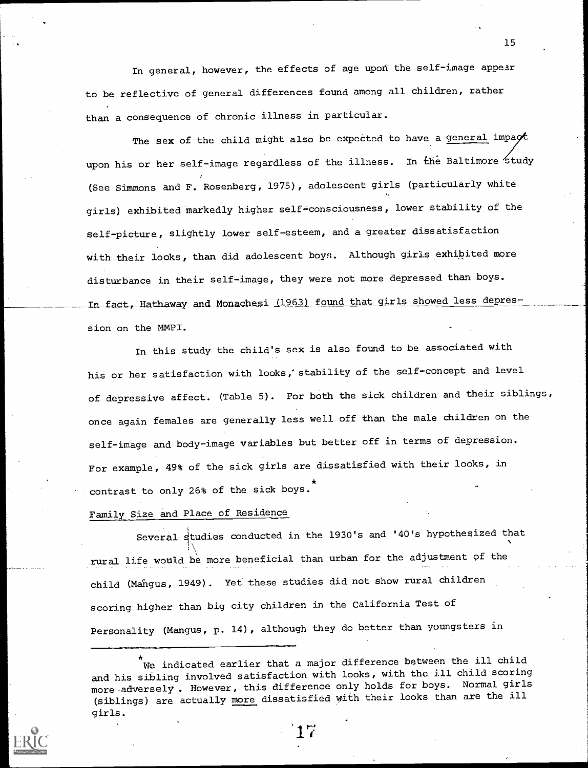In general, however, the effects of age upon the self-image appear to be reflective of general differences found among all children, rather than a consequence of chronic illness in particular.

The sex of the child might also be expected to have a general impact upon his or her self-image regardless of the illness. In the Baltimore study (See Simmons and F. Rosenberg, 1975), adolescent girls (particularly white girls) exhibited markedly higher self-consciousness, lower stability of the self-picture, slightly lower self-esteem, and a greater dissatisfaction with their looks, than did adolescent boys. Although girls exhibited more disturbance in their self-image, they were not more depressed than boys. In fact, Hathaway and Monachesi (1963) found that girls showed less depression on the MMPI.

In this study the child's sex is also found to be associated with his or her satisfaction with looks, stability of the self-concept and level of depressive affect. (Table 5). For both the sick children and their siblings, once again females are generally less well off than the male children on the self-image and body-image variables but better off in terms of depression. For example, 49% of the sick girls are dissatisfied with their looks, in contrast to only 26% of the sick boys.*

Family Size and Place of Residence

Several studies conducted in the 1930's and '40's hypothesized that rural life would be more beneficial than urban for the adjustment of the child (Mangus, 1949). Yet these studies did not show rural children scoring higher than big city children in the California Test of Personality (Mangus, p. 14), although they do better than youngsters in

---

*We indicated earlier that a major difference between the ill child and his sibling involved satisfaction with looks, with the ill child scoring more adversely. However, this difference only holds for boys. Normal girls (siblings) are actually more dissatisfied with their looks than are the ill girls.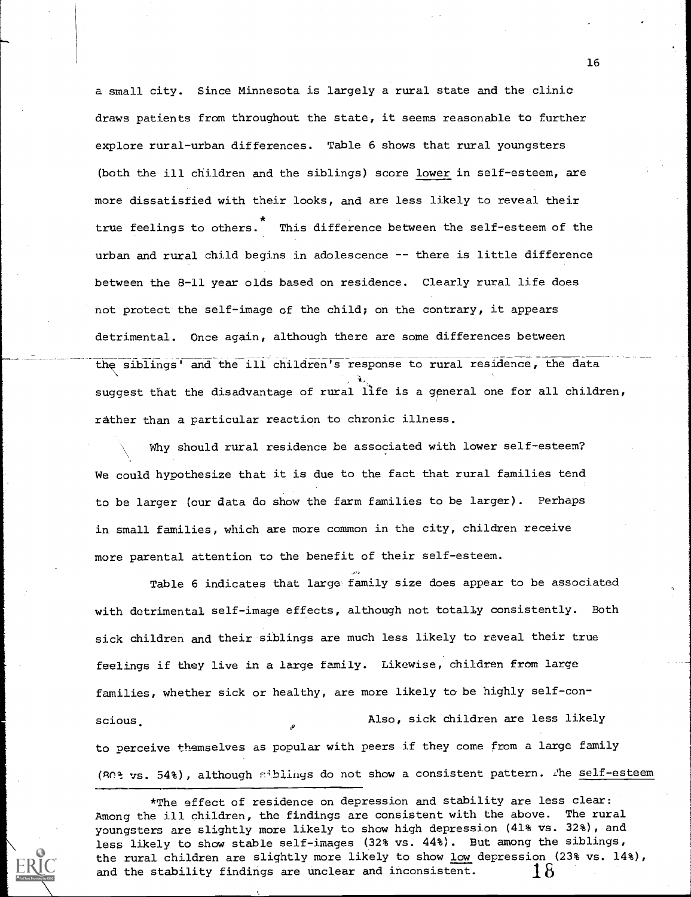a small city. Since Minnesota is largely a rural state and the clinic draws patients from throughout the state, it seems reasonable to further explore rural-urban differences. Table 6 shows that rural youngsters (both the ill children and the siblings) score lower in self-esteem, are more dissatisfied with their looks, and are less likely to reveal their true feelings to others.* This difference between the self-esteem of the urban and rural child begins in adolescence -- there is little difference between the 8-11 year olds based on residence. Clearly rural life does not protect the self-image of the child; on the contrary, it appears detrimental. Once again, although there are some differences between the siblings' and the ill children's response to rural residence, the data suggest that the disadvantage of rural life is a general one for all children, rather than a particular reaction to chronic illness.

Why should rural residence be associated with lower self-esteem? We could hypothesize that it is due to the fact that rural families tend to be larger (our data do show the farm families to be larger). Perhaps in small families, which are more common in the city, children receive more parental attention to the benefit of their self-esteem.

Table 6 indicates that large family size does appear to be associated with detrimental self-image effects, although not totally consistently. Both sick children and their siblings are much less likely to reveal their true feelings if they live in a large family. Likewise, children from large families, whether sick or healthy, are more likely to be highly self-conscious. Also, sick children are less likely to perceive themselves as popular with peers if they come from a large family (80% vs. 54%), although siblings do not show a consistent pattern. The self-esteem

---

*The effect of residence on depression and stability are less clear: Among the ill children, the findings are consistent with the above. The rural youngsters are slightly more likely to show high depression (41% vs. 32%), and less likely to show stable self-images (32% vs. 44%). But among the siblings, the rural children are slightly more likely to show low depression (23% vs. 14%), and the stability findings are unclear and inconsistent.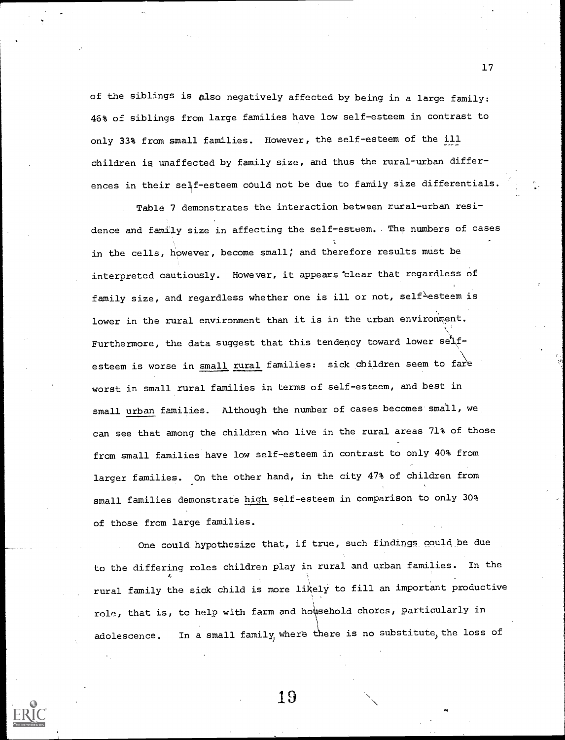of the siblings is also negatively affected by being in a large family: 46% of siblings from large families have low self-esteem in contrast to only 33% from small families. However, the self-esteem of the ill children is unaffected by family size, and thus the rural-urban differences in their self-esteem could not be due to family size differentials.

Table 7 demonstrates the interaction between rural-urban residence and family size in affecting the self-esteem. The numbers of cases in the cells, however, become small; and therefore results must be interpreted cautiously. However, it appears clear that regardless of family size, and regardless whether one is ill or not, self-esteem is lower in the rural environment than it is in the urban environment. Furthermore, the data suggest that this tendency toward lower self-esteem is worse in <u>small rural</u> families: sick children seem to fare worst in small rural families in terms of self-esteem, and best in small <u>urban</u> families. Although the number of cases becomes small, we can see that among the children who live in the rural areas 71% of those from small families have low self-esteem in contrast to only 40% from larger families. On the other hand, in the city 47% of children from small families demonstrate <u>high</u> self-esteem in comparison to only 30% of those from large families.

One could hypothesize that, if true, such findings could be due to the differing roles children play in rural and urban families. In the rural family the sick child is more likely to fill an important productive role, that is, to help with farm and household chores, particularly in adolescence. In a small family, where there is no substitute, the loss of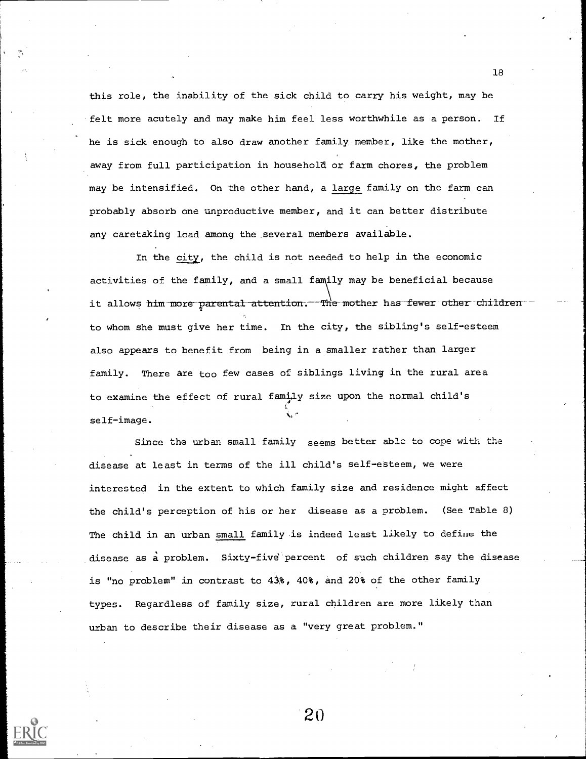this role, the inability of the sick child to carry his weight, may be felt more acutely and may make him feel less worthwhile as a person. If he is sick enough to also draw another family member, like the mother, away from full participation in household or farm chores, the problem may be intensified. On the other hand, a large family on the farm can probably absorb one unproductive member, and it can better distribute any caretaking load among the several members available.

In the city, the child is not needed to help in the economic activities of the family, and a small family may be beneficial because it allows him more parental attention. The mother has fewer other children to whom she must give her time. In the city, the sibling's self-esteem also appears to benefit from being in a smaller rather than larger family. There are too few cases of siblings living in the rural area to examine the effect of rural family size upon the normal child's self-image.

Since the urban small family seems better able to cope with the disease at least in terms of the ill child's self-esteem, we were interested in the extent to which family size and residence might affect the child's perception of his or her disease as a problem. (See Table 8) The child in an urban small family is indeed least likely to define the disease as a problem. Sixty-five percent of such children say the disease is "no problem" in contrast to 43%, 40%, and 20% of the other family types. Regardless of family size, rural children are more likely than urban to describe their disease as a "very great problem."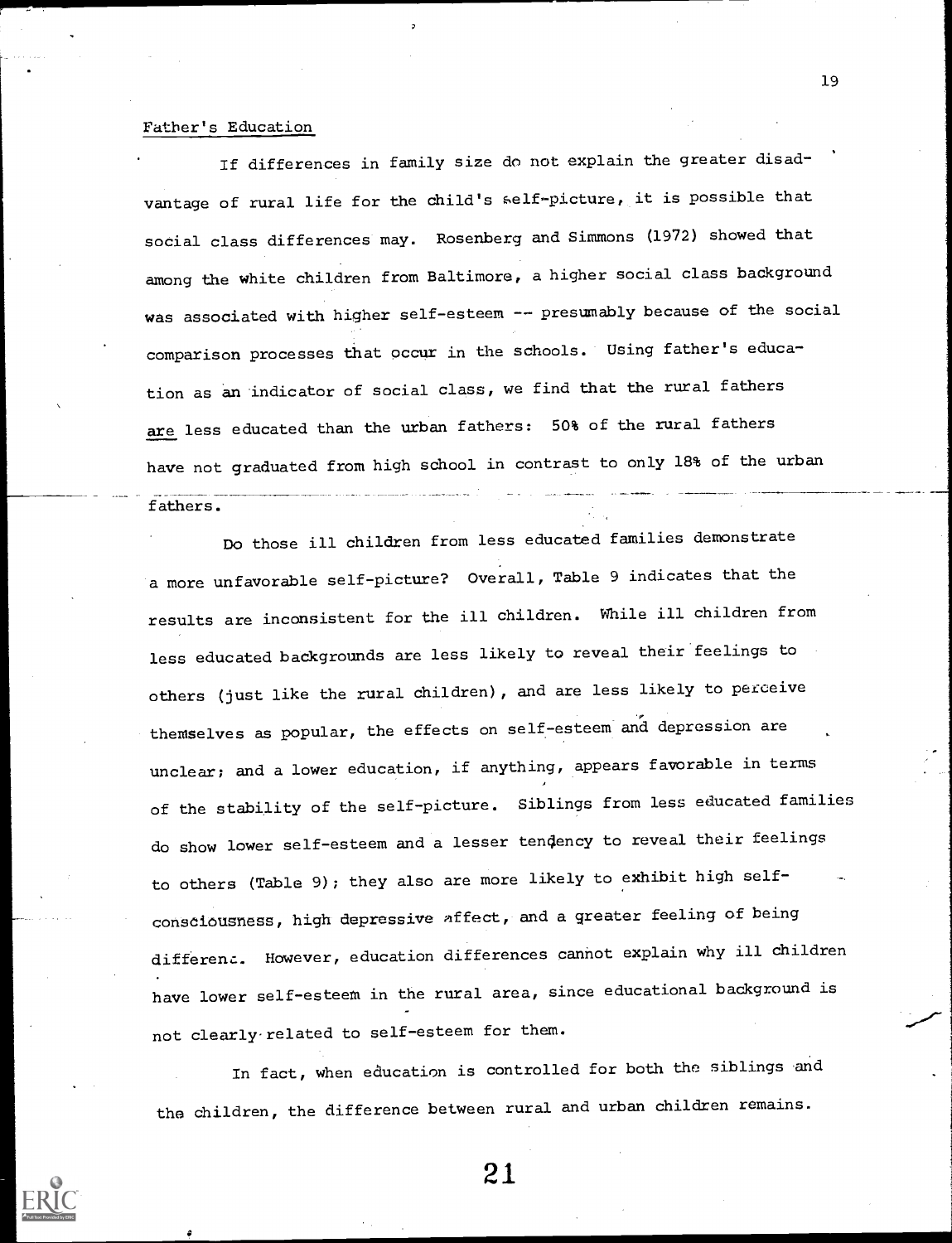## Father's Education

If differences in family size do not explain the greater disadvantage of rural life for the child's self-picture, it is possible that social class differences may. Rosenberg and Simmons (1972) showed that among the white children from Baltimore, a higher social class background was associated with higher self-esteem -- presumably because of the social comparison processes that occur in the schools. Using father's education as an indicator of social class, we find that the rural fathers are less educated than the urban fathers: 50% of the rural fathers have not graduated from high school in contrast to only 18% of the urban fathers.

Do those ill children from less educated families demonstrate a more unfavorable self-picture? Overall, Table 9 indicates that the results are inconsistent for the ill children. While ill children from less educated backgrounds are less likely to reveal their feelings to others (just like the rural children), and are less likely to perceive themselves as popular, the effects on self-esteem and depression are unclear; and a lower education, if anything, appears favorable in terms of the stability of the self-picture. Siblings from less educated families do show lower self-esteem and a lesser tendency to reveal their feelings to others (Table 9); they also are more likely to exhibit high self-consciousness, high depressive affect, and a greater feeling of being different. However, education differences cannot explain why ill children have lower self-esteem in the rural area, since educational background is not clearly related to self-esteem for them.

In fact, when education is controlled for both the siblings and the children, the difference between rural and urban children remains.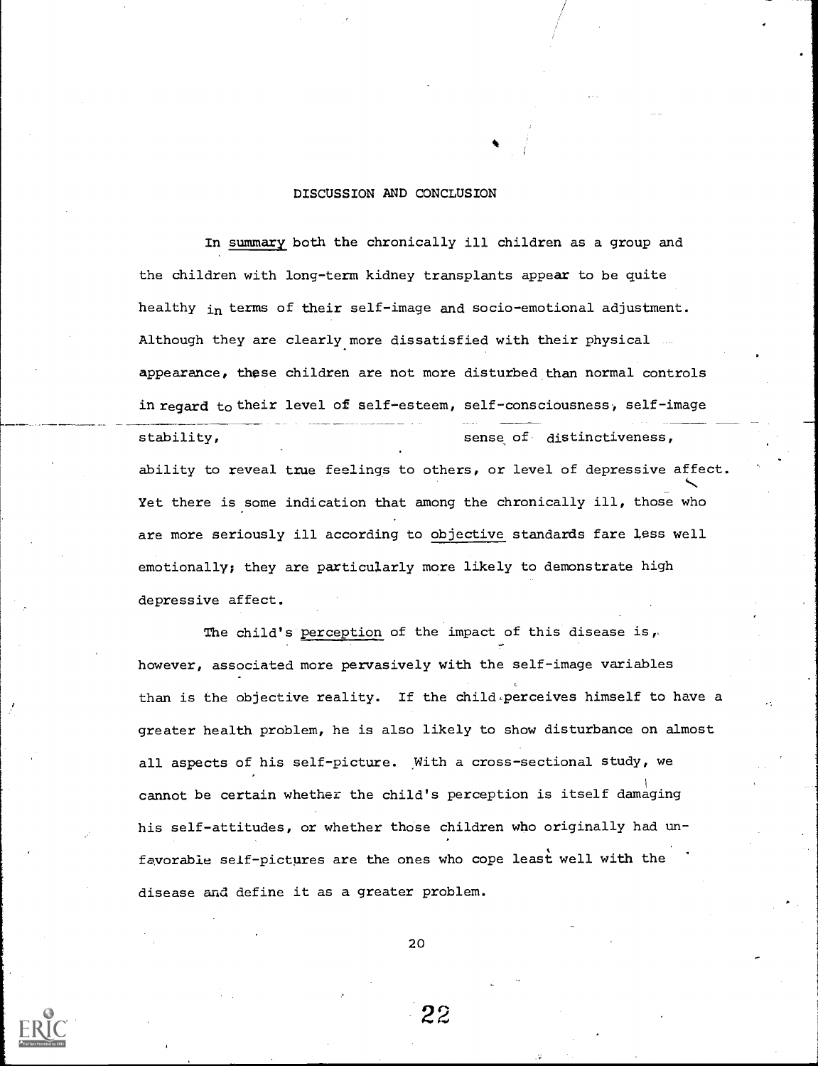## DISCUSSION AND CONCLUSION

In summary both the chronically ill children as a group and the children with long-term kidney transplants appear to be quite healthy in terms of their self-image and socio-emotional adjustment. Although they are clearly more dissatisfied with their physical appearance, these children are not more disturbed than normal controls in regard to their level of self-esteem, self-consciousness, self-image stability, sense of distinctiveness, ability to reveal true feelings to others, or level of depressive affect. Yet there is some indication that among the chronically ill, those who are more seriously ill according to objective standards fare less well emotionally; they are particularly more likely to demonstrate high depressive affect.

The child's perception of the impact of this disease is, however, associated more pervasively with the self-image variables than is the objective reality. If the child perceives himself to have a greater health problem, he is also likely to show disturbance on almost all aspects of his self-picture. With a cross-sectional study, we cannot be certain whether the child's perception is itself damaging his self-attitudes, or whether those children who originally had unfavorable self-pictures are the ones who cope least well with the disease and define it as a greater problem.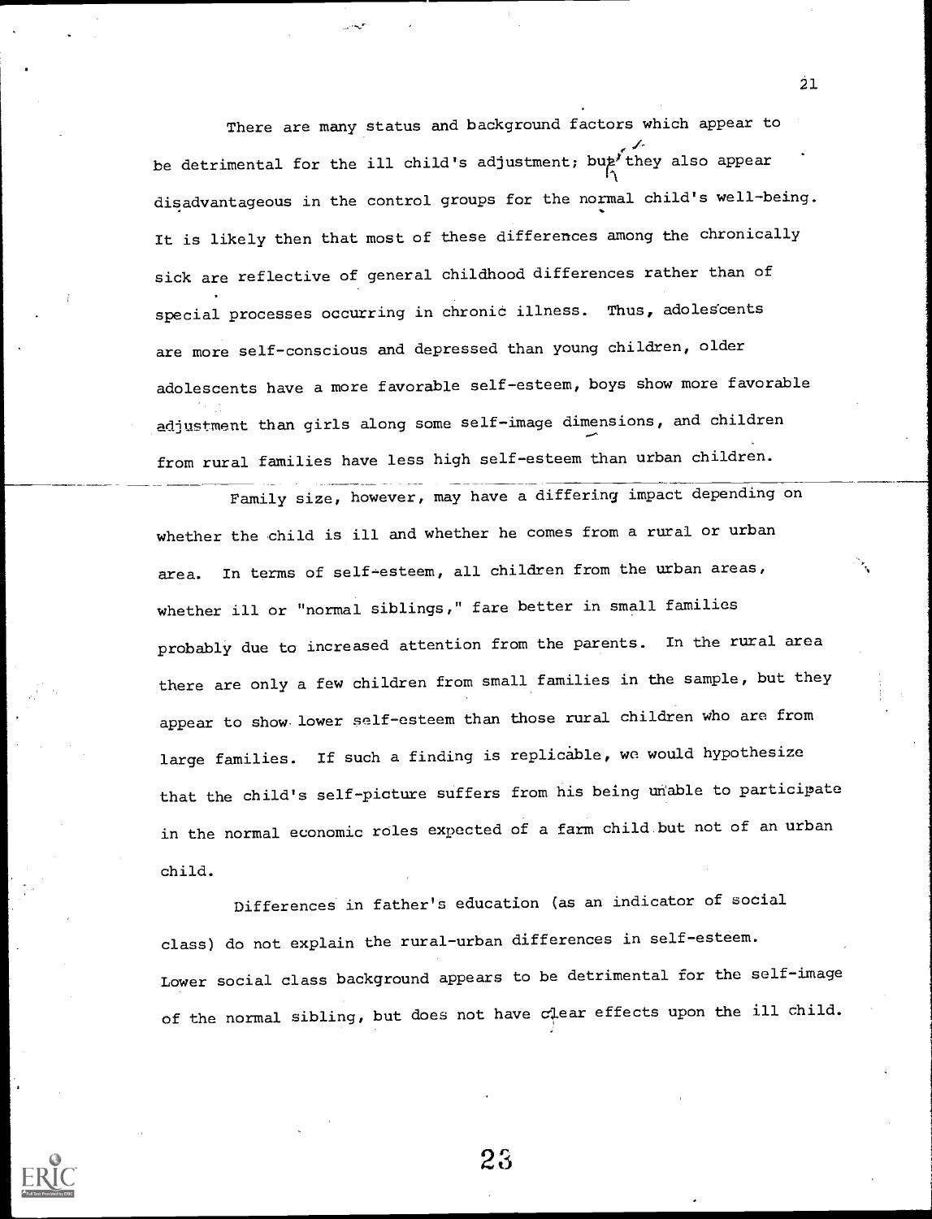There are many status and background factors which appear to be detrimental for the ill child's adjustment; but they also appear disadvantageous in the control groups for the normal child's well-being. It is likely then that most of these differences among the chronically sick are reflective of general childhood differences rather than of special processes occurring in chronic illness. Thus, adolescents are more self-conscious and depressed than young children, older adolescents have a more favorable self-esteem, boys show more favorable adjustment than girls along some self-image dimensions, and children from rural families have less high self-esteem than urban children.

Family size, however, may have a differing impact depending on whether the child is ill and whether he comes from a rural or urban area. In terms of self-esteem, all children from the urban areas, whether ill or "normal siblings," fare better in small families probably due to increased attention from the parents. In the rural area there are only a few children from small families in the sample, but they appear to show lower self-esteem than those rural children who are from large families. If such a finding is replicable, we would hypothesize that the child's self-picture suffers from his being unable to participate in the normal economic roles expected of a farm child but not of an urban child.

Differences in father's education (as an indicator of social class) do not explain the rural-urban differences in self-esteem. Lower social class background appears to be detrimental for the self-image of the normal sibling, but does not have clear effects upon the ill child.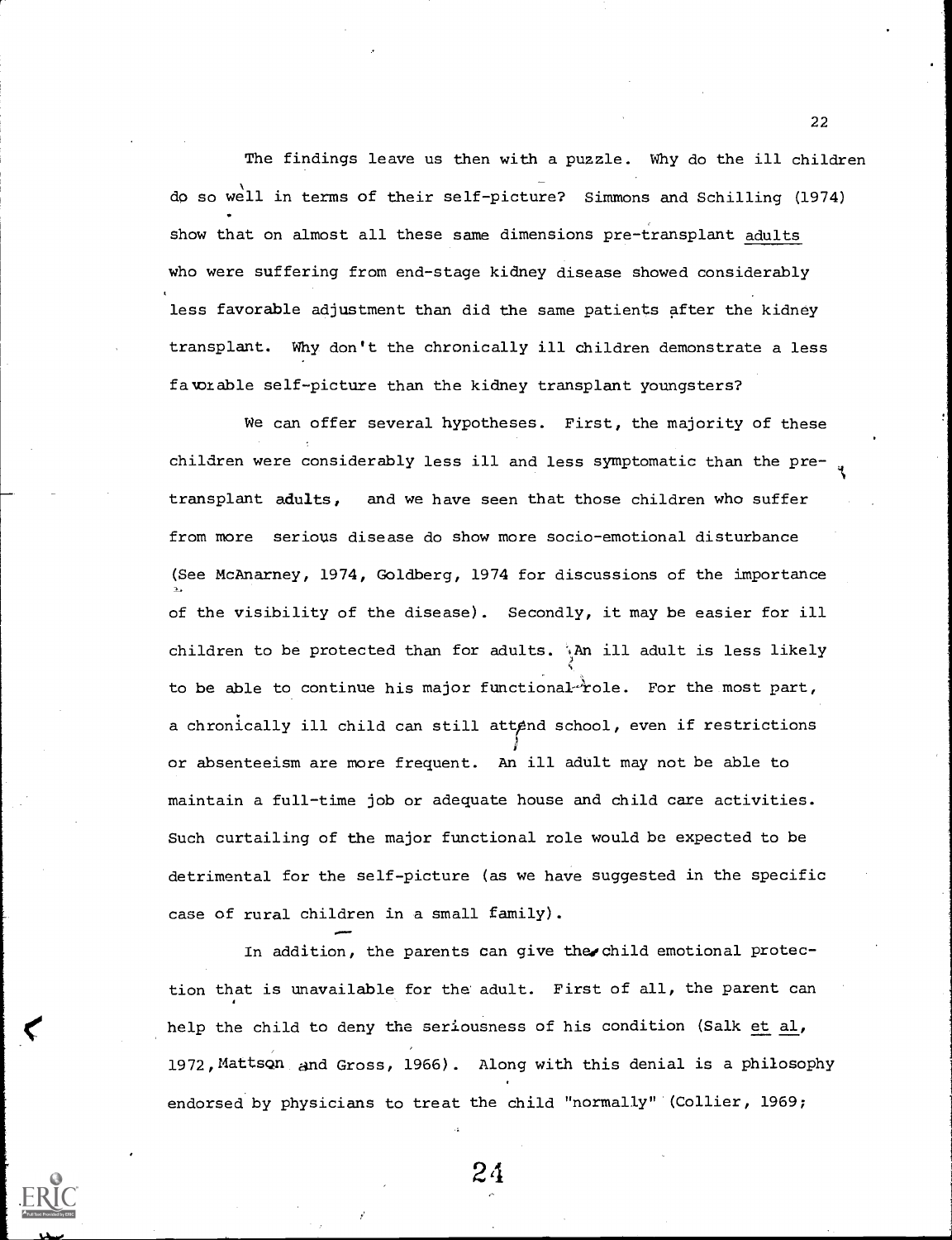The findings leave us then with a puzzle. Why do the ill children do so well in terms of their self-picture? Simmons and Schilling (1974) show that on almost all these same dimensions pre-transplant adults who were suffering from end-stage kidney disease showed considerably less favorable adjustment than did the same patients after the kidney transplant. Why don't the chronically ill children demonstrate a less favorable self-picture than the kidney transplant youngsters?

We can offer several hypotheses. First, the majority of these children were considerably less ill and less symptomatic than the pre-transplant adults, and we have seen that those children who suffer from more serious disease do show more socio-emotional disturbance (See McAnarney, 1974, Goldberg, 1974 for discussions of the importance of the visibility of the disease). Secondly, it may be easier for ill children to be protected than for adults. An ill adult is less likely to be able to continue his major functional role. For the most part, a chronically ill child can still attend school, even if restrictions or absenteeism are more frequent. An ill adult may not be able to maintain a full-time job or adequate house and child care activities. Such curtailing of the major functional role would be expected to be detrimental for the self-picture (as we have suggested in the specific case of rural children in a small family).

In addition, the parents can give the child emotional protection that is unavailable for the adult. First of all, the parent can help the child to deny the seriousness of his condition (Salk et al, 1972, Mattson and Gross, 1966). Along with this denial is a philosophy endorsed by physicians to treat the child "normally" (Collier, 1969;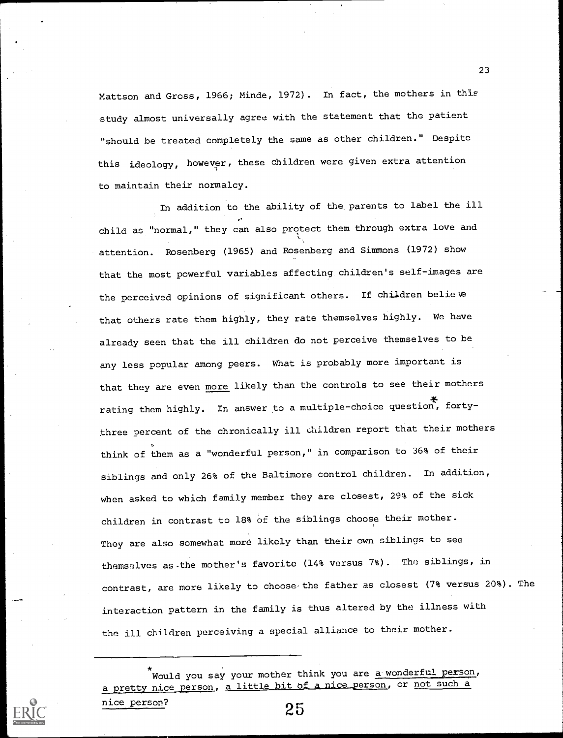Mattson and Gross, 1966; Minde, 1972). In fact, the mothers in this study almost universally agree with the statement that the patient "should be treated completely the same as other children." Despite this ideology, however, these children were given extra attention to maintain their normalcy.

In addition to the ability of the parents to label the ill child as "normal," they can also protect them through extra love and attention. Rosenberg (1965) and Rosenberg and Simmons (1972) show that the most powerful variables affecting children's self-images are the perceived opinions of significant others. If children believe that others rate them highly, they rate themselves highly. We have already seen that the ill children do not perceive themselves to be any less popular among peers. What is probably more important is that they are even *more* likely than the controls to see their mothers rating them highly. In answer to a multiple-choice question*, forty-three percent of the chronically ill children report that their mothers think of them as a "wonderful person," in comparison to 36% of their siblings and only 26% of the Baltimore control children. In addition, when asked to which family member they are closest, 29% of the sick children in contrast to 18% of the siblings choose their mother. They are also somewhat more likely than their own siblings to see themselves as the mother's favorite (14% versus 7%). The siblings, in contrast, are more likely to choose the father as closest (7% versus 20%). The interaction pattern in the family is thus altered by the illness with the ill children perceiving a special alliance to their mother.

---

*Would you say your mother think you are a wonderful person, a pretty nice person, a little bit of a nice person, or not such a nice person?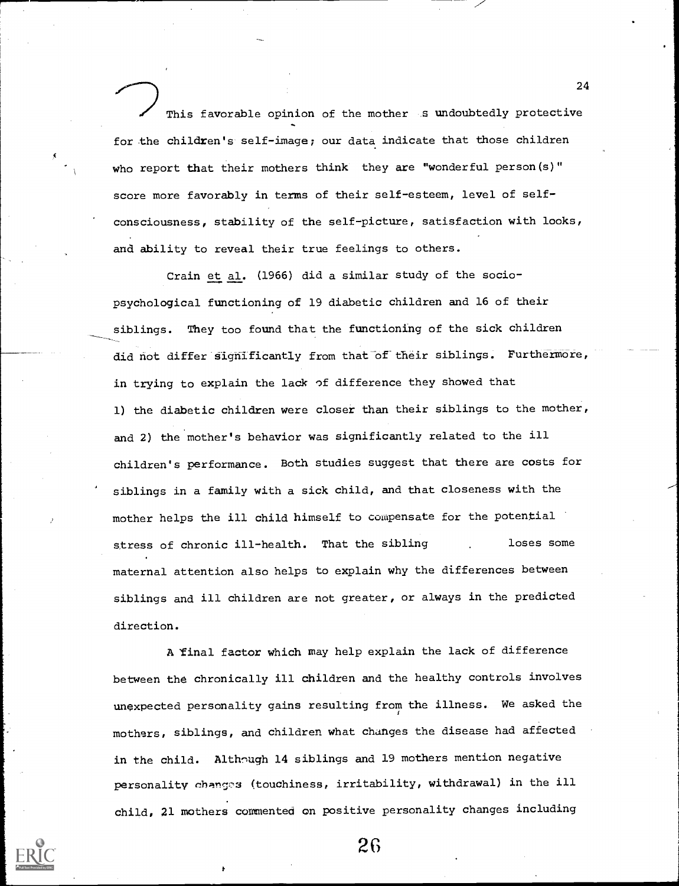This favorable opinion of the mother is undoubtedly protective for the children's self-image; our data indicate that those children who report that their mothers think they are "wonderful person(s)" score more favorably in terms of their self-esteem, level of self-consciousness, stability of the self-picture, satisfaction with looks, and ability to reveal their true feelings to others.

Crain et al. (1966) did a similar study of the socio-psychological functioning of 19 diabetic children and 16 of their siblings. They too found that the functioning of the sick children did not differ significantly from that of their siblings. Furthermore, in trying to explain the lack of difference they showed that 1) the diabetic children were closer than their siblings to the mother, and 2) the mother's behavior was significantly related to the ill children's performance. Both studies suggest that there are costs for siblings in a family with a sick child, and that closeness with the mother helps the ill child himself to compensate for the potential stress of chronic ill-health. That the sibling loses some maternal attention also helps to explain why the differences between siblings and ill children are not greater, or always in the predicted direction.

A final factor which may help explain the lack of difference between the chronically ill children and the healthy controls involves unexpected personality gains resulting from the illness. We asked the mothers, siblings, and children what changes the disease had affected in the child. Although 14 siblings and 19 mothers mention negative personality changes (touchiness, irritability, withdrawal) in the ill child, 21 mothers commented on positive personality changes including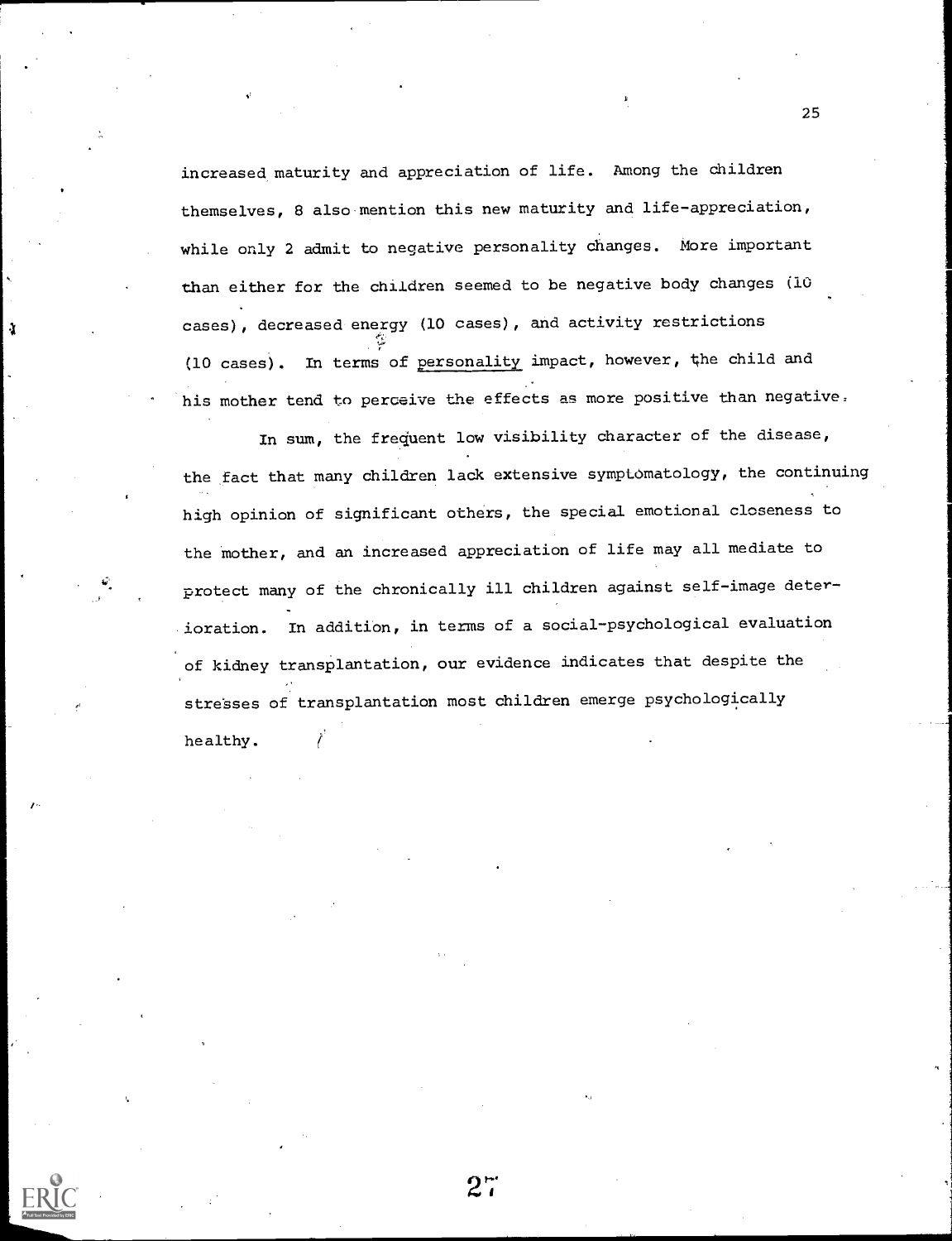increased maturity and appreciation of life. Among the children themselves, 8 also mention this new maturity and life-appreciation, while only 2 admit to negative personality changes. More important than either for the children seemed to be negative body changes (10 cases), decreased energy (10 cases), and activity restrictions (10 cases). In terms of personality impact, however, the child and his mother tend to perceive the effects as more positive than negative.

In sum, the frequent low visibility character of the disease, the fact that many children lack extensive symptomatology, the continuing high opinion of significant others, the special emotional closeness to the mother, and an increased appreciation of life may all mediate to protect many of the chronically ill children against self-image deterioration. In addition, in terms of a social-psychological evaluation of kidney transplantation, our evidence indicates that despite the stresses of transplantation most children emerge psychologically healthy.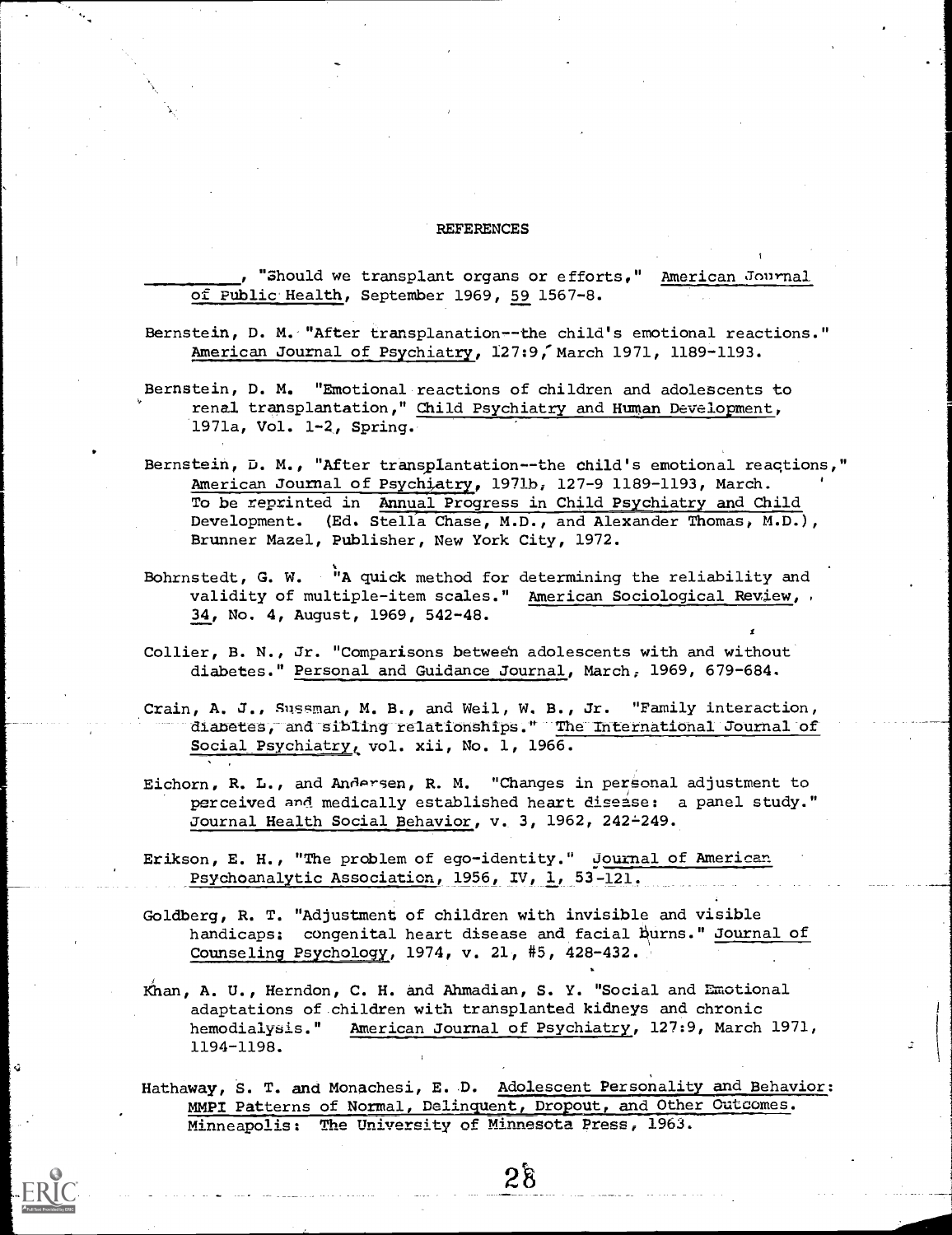# REFERENCES

_________, "Should we transplant organs or efforts," American Journal of Public Health, September 1969, 59 1567-8.

Bernstein, D. M. "After transplanation--the child's emotional reactions." American Journal of Psychiatry, 127:9, March 1971, 1189-1193.

Bernstein, D. M. "Emotional reactions of children and adolescents to renal transplantation," Child Psychiatry and Human Development, 1971a, Vol. 1-2, Spring.

Bernstein, D. M., "After transplantation--the child's emotional reactions," American Journal of Psychiatry, 1971b, 127-9 1189-1193, March. To be reprinted in Annual Progress in Child Psychiatry and Child Development. (Ed. Stella Chase, M.D., and Alexander Thomas, M.D.), Brunner Mazel, Publisher, New York City, 1972.

Bohrnstedt, G. W. "A quick method for determining the reliability and validity of multiple-item scales." American Sociological Review, 34, No. 4, August, 1969, 542-48.

Collier, B. N., Jr. "Comparisons between adolescents with and without diabetes." Personal and Guidance Journal, March, 1969, 679-684.

Crain, A. J., Sussman, M. B., and Weil, W. B., Jr. "Family interaction, diabetes, and sibling relationships." The International Journal of Social Psychiatry, vol. xii, No. 1, 1966.

Eichorn, R. L., and Andersen, R. M. "Changes in personal adjustment to perceived and medically established heart disease: a panel study." Journal Health Social Behavior, v. 3, 1962, 242-249.

Erikson, E. H., "The problem of ego-identity." Journal of American Psychoanalytic Association, 1956, IV, 1, 53-121.

Goldberg, R. T. "Adjustment of children with invisible and visible handicaps: congenital heart disease and facial burns." Journal of Counseling Psychology, 1974, v. 21, #5, 428-432.

Khan, A. U., Herndon, C. H. and Ahmadian, S. Y. "Social and Emotional adaptations of children with transplanted kidneys and chronic hemodialysis." American Journal of Psychiatry, 127:9, March 1971, 1194-1198.

Hathaway, S. T. and Monachesi, E. D. Adolescent Personality and Behavior: MMPI Patterns of Normal, Delinquent, Dropout, and Other Outcomes. Minneapolis: The University of Minnesota Press, 1963.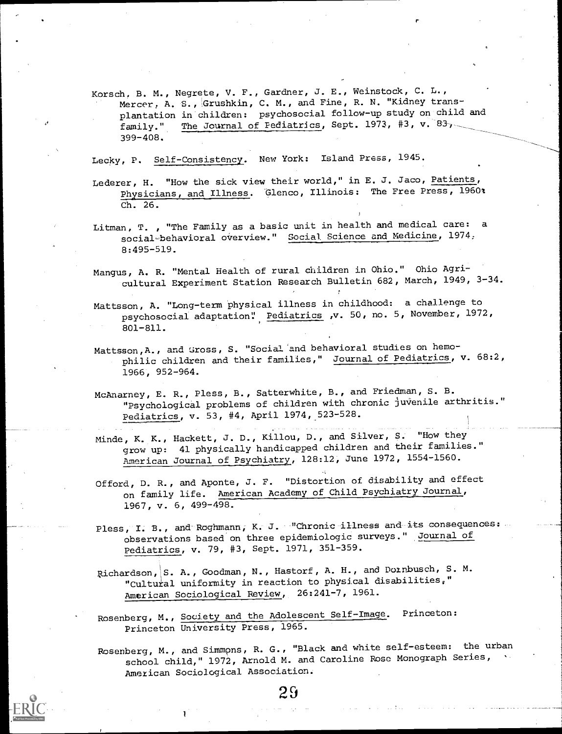Korsch, B. M., Negrete, V. F., Gardner, J. E., Weinstock, C. L., Mercer, A. S., Grushkin, C. M., and Fine, R. N. "Kidney transplantation in children: psychosocial follow-up study on child and family." The Journal of Pediatrics, Sept. 1973, #3, v. 83, 399-408.

Lecky, P. Self-Consistency. New York: Island Press, 1945.

Lederer, H. "How the sick view their world," in E. J. Jaco, Patients, Physicians, and Illness. Glenco, Illinois: The Free Press, 1960: Ch. 26.

Litman, T. , "The Family as a basic unit in health and medical care: a social-behavioral overview." Social Science and Medicine, 1974, 8:495-519.

Mangus, A. R. "Mental Health of rural children in Ohio." Ohio Agricultural Experiment Station Research Bulletin 682, March, 1949, 3-34.

Mattsson, A. "Long-term physical illness in childhood: a challenge to psychosocial adaptation." Pediatrics ,v. 50, no. 5, November, 1972, 801-811.

Mattsson, A., and Gross, S. "Social and behavioral studies on hemophilic children and their families," Journal of Pediatrics, v. 68:2, 1966, 952-964.

McAnarney, E. R., Pless, B., Satterwhite, B., and Friedman, S. B. "Psychological problems of children with chronic juvenile arthritis." Pediatrics, v. 53, #4, April 1974, 523-528.

Minde, K. K., Hackett, J. D., Killou, D., and Silver, S. "How they grow up: 41 physically handicapped children and their families." American Journal of Psychiatry, 128:12, June 1972, 1554-1560.

Offord, D. R., and Aponte, J. F. "Distortion of disability and effect on family life. American Academy of Child Psychiatry Journal, 1967, v. 6, 499-498.

Pless, I. B., and Roghmann, K. J. "Chronic illness and its consequences: observations based on three epidemiologic surveys." Journal of Pediatrics, v. 79, #3, Sept. 1971, 351-359.

Richardson, S. A., Goodman, N., Hastorf, A. H., and Dornbusch, S. M. "Cultural uniformity in reaction to physical disabilities," American Sociological Review, 26:241-7, 1961.

Rosenberg, M., Society and the Adolescent Self-Image. Princeton: Princeton University Press, 1965.

Rosenberg, M., and Simmons, R. G., "Black and white self-esteem: the urban school child," 1972, Arnold M. and Caroline Rose Monograph Series, American Sociological Association.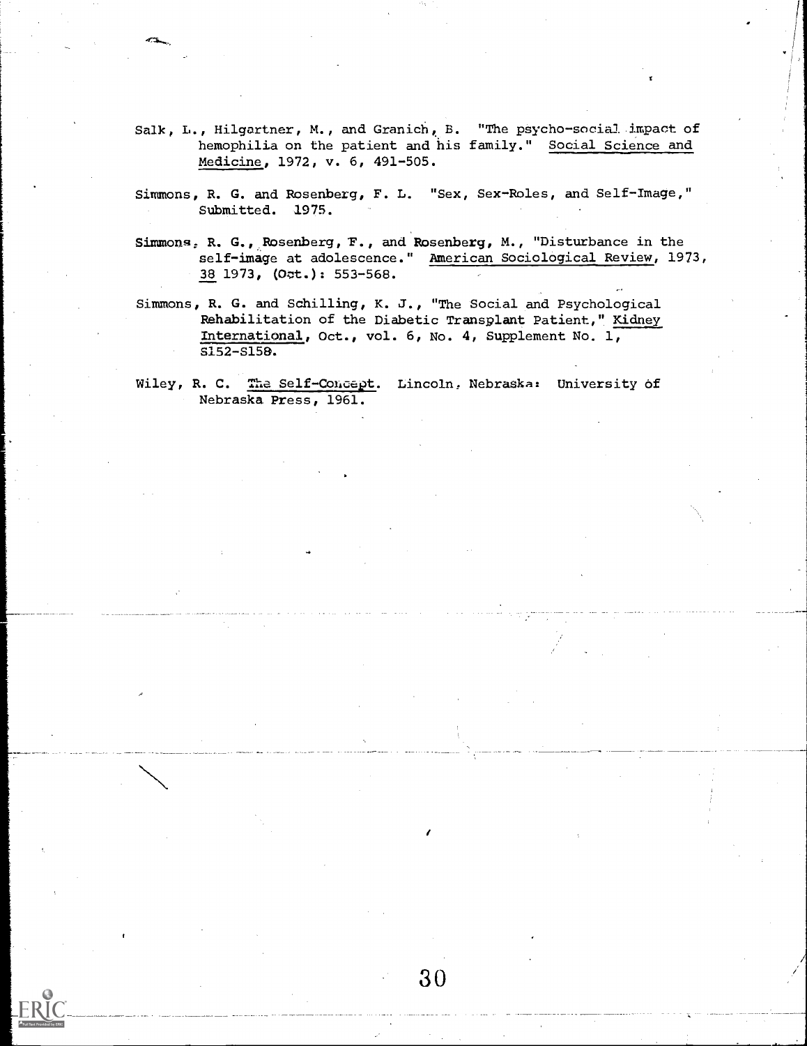Salk, L., Hilgartner, M., and Granich, B. "The psycho-social impact of hemophilia on the patient and his family." Social Science and Medicine, 1972, v. 6, 491-505.

Simmons, R. G. and Rosenberg, F. L. "Sex, Sex-Roles, and Self-Image," Submitted. 1975.

Simmons, R. G., Rosenberg, F., and Rosenberg, M., "Disturbance in the self-image at adolescence." American Sociological Review, 1973, 38 1973, (Oct.): 553-568.

Simmons, R. G. and Schilling, K. J., "The Social and Psychological Rehabilitation of the Diabetic Transplant Patient," Kidney International, Oct., vol. 6, No. 4, Supplement No. 1, S152-S158.

Wiley, R. C. The Self-Concept. Lincoln, Nebraska: University of Nebraska Press, 1961.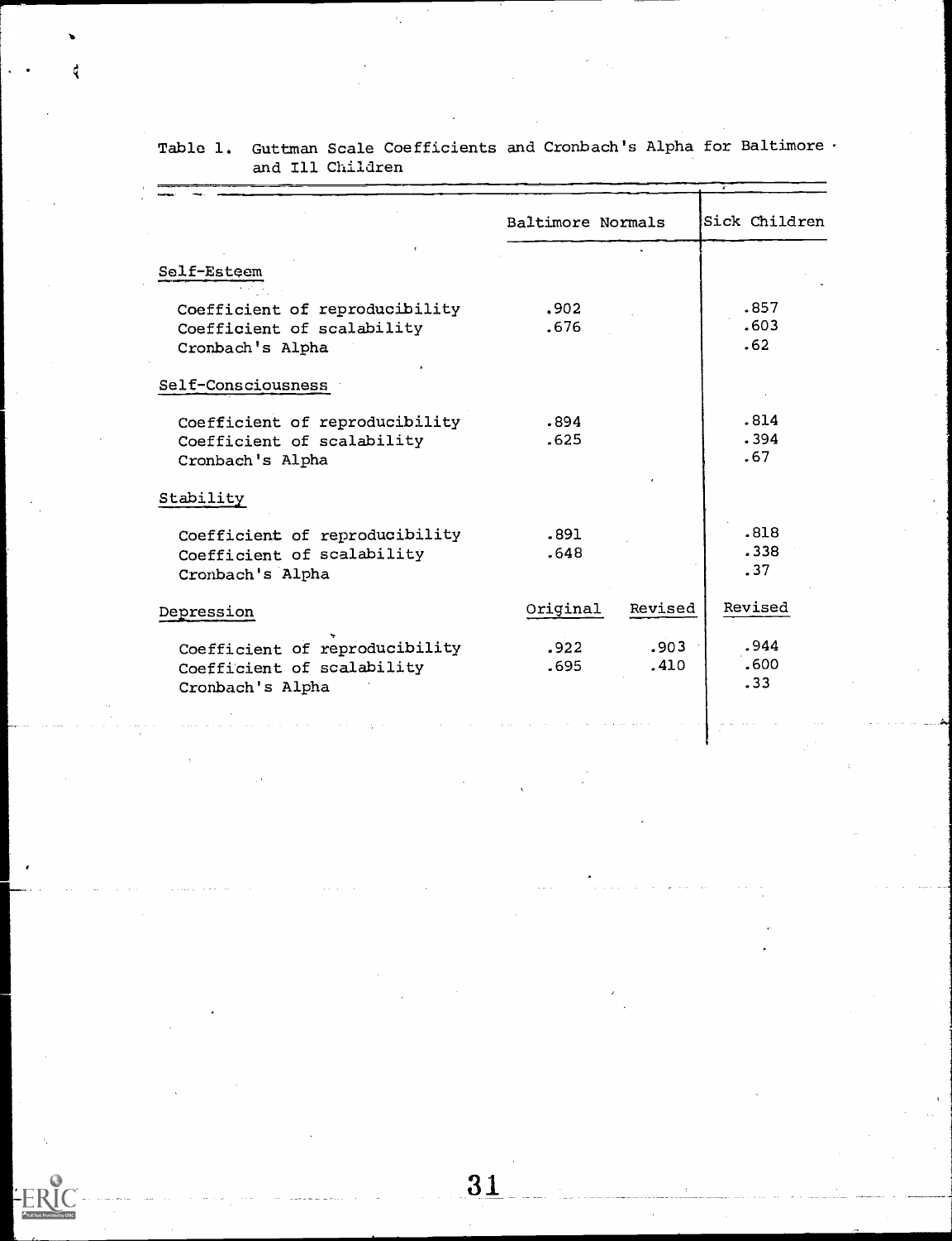Table 1. Guttman Scale Coefficients and Cronbach's Alpha for Baltimore and Ill Children

| | Baltimore Normals | | Sick Children |
|---|---|---|---|
| **Self-Esteem** | | | |
| Coefficient of reproducibility | .902 | | .857 |
| Coefficient of scalability | .676 | | .603 |
| Cronbach's Alpha | | | .62 |
| **Self-Consciousness** | | | |
| Coefficient of reproducibility | .894 | | .814 |
| Coefficient of scalability | .625 | | .394 |
| Cronbach's Alpha | | | .67 |
| **Stability** | | | |
| Coefficient of reproducibility | .891 | | .818 |
| Coefficient of scalability | .648 | | .338 |
| Cronbach's Alpha | | | .37 |
| **Depression** | Original | Revised | Revised |
| Coefficient of reproducibility | .922 | .903 | .944 |
| Coefficient of scalability | .695 | .410 | .600 |
| Cronbach's Alpha | | | .33 |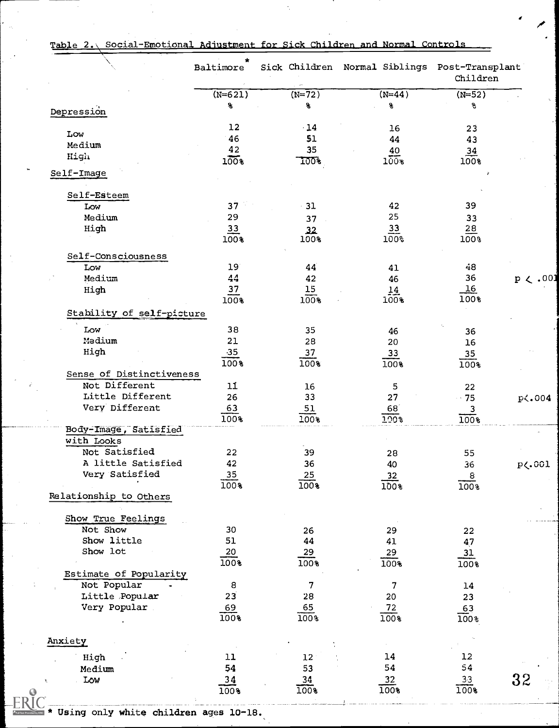Table 2. Social-Emotional Adjustment for Sick Children and Normal Controls

| | Baltimore* | Sick Children | Normal Siblings | Post-Transplant Children | |
|---|---|---|---|---|---|
| | (N=621) | (N=72) | (N=44) | (N=52) | |
| | % | % | % | % | |
| **Depression** | | | | | |
| Low | 12 | 14 | 16 | 23 | |
| Medium | 46 | 51 | 44 | 43 | |
| High | 42 | 35 | 40 | 34 | |
| | 100% | 100% | 100% | 100% | |
| **Self-Image** | | | | | |
| Self-Esteem | | | | | |
| Low | 37 | 31 | 42 | 39 | |
| Medium | 29 | 37 | 25 | 33 | |
| High | 33 | 32 | 33 | 28 | |
| | 100% | 100% | 100% | 100% | |
| Self-Consciousness | | | | | |
| Low | 19 | 44 | 41 | 48 | |
| Medium | 44 | 42 | 46 | 36 | $p < .001$ |
| High | 37 | 15 | 14 | 16 | |
| | 100% | 100% | 100% | 100% | |
| Stability of self-picture | | | | | |
| Low | 38 | 35 | 46 | 36 | |
| Medium | 21 | 28 | 20 | 16 | |
| High | 35 | 37 | 33 | 35 | |
| | 100% | 100% | 100% | 100% | |
| Sense of Distinctiveness | | | | | |
| Not Different | 11 | 16 | 5 | 22 | |
| Little Different | 26 | 33 | 27 | 75 | $p < .004$ |
| Very Different | 63 | 51 | 68 | 3 | |
| | 100% | 100% | 100% | 100% | |
| Body-Image, Satisfied with Looks | | | | | |
| Not Satisfied | 22 | 39 | 28 | 55 | |
| A little Satisfied | 42 | 36 | 40 | 36 | $p < .001$ |
| Very Satisfied | 35 | 25 | 32 | 8 | |
| | 100% | 100% | 100% | 100% | |
| **Relationship to Others** | | | | | |
| Show True Feelings | | | | | |
| Not Show | 30 | 26 | 29 | 22 | |
| Show little | 51 | 44 | 41 | 47 | |
| Show lot | 20 | 29 | 29 | 31 | |
| | 100% | 100% | 100% | 100% | |
| Estimate of Popularity | | | | | |
| Not Popular | 8 | 7 | 7 | 14 | |
| Little Popular | 23 | 28 | 20 | 23 | |
| Very Popular | 69 | 65 | 72 | 63 | |
| | 100% | 100% | 100% | 100% | |
| **Anxiety** | | | | | |
| High | 11 | 12 | 14 | 12 | |
| Medium | 54 | 53 | 54 | 54 | |
| Low | 34 | 34 | 32 | 33 | |
| | 100% | 100% | 100% | 100% | |

\* Using only white children ages 10-18.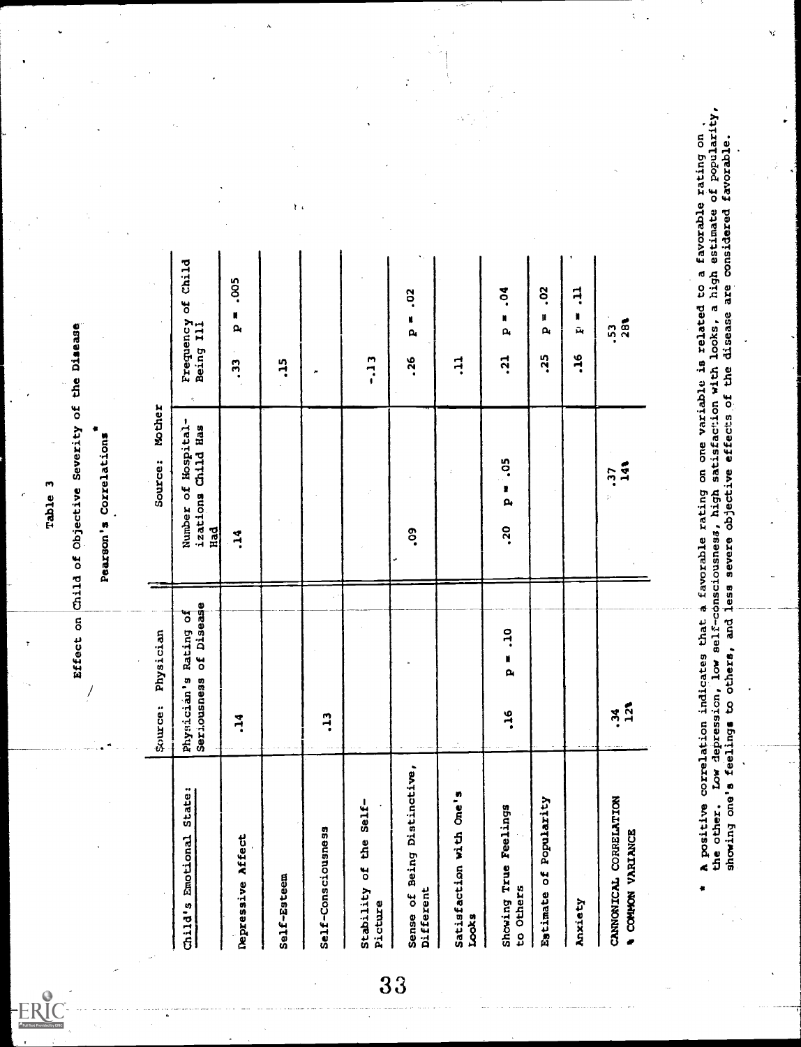Table 3

Effect on Child of Objective Severity of the Disease

Pearson's Correlations*

| | Source: Physician | Source: Mother | |
|---|---|---|---|
| Child's Emotional State: | Physician's Rating of Seriousness of Disease | Number of Hospitalizations Child Has Had | Frequency of Child Being Ill |
| Depressive Affect | .14 | .14 | .33 p = .005 |
| Self-Esteem | | | .15 |
| Self-Consciousness | .13 | | |
| Stability of the Self-Picture | | | -.13 |
| Sense of Being Distinctive, Different | | .09 | .26 p = .02 |
| Satisfaction with One's Looks | | | .11 |
| Showing True Feelings to Others | .16 p = .10 | .20 p = .05 | .21 p = .04 |
| Estimate of Popularity | | | .25 p = .02 |
| Anxiety | | | .16 p = .11 |
| CANNONICAL CORRELATION | .34 | .37 | .53 |
| % COMMON VARIANCE | 12% | 14% | 28% |

\* A positive correlation indicates that a favorable rating on one variable is related to a favorable rating on the other. Low depression, low self-consciousness, high satisfaction with looks, a high estimate of popularity, showing one's feelings to others, and less severe objective effects of the disease are considered favorable.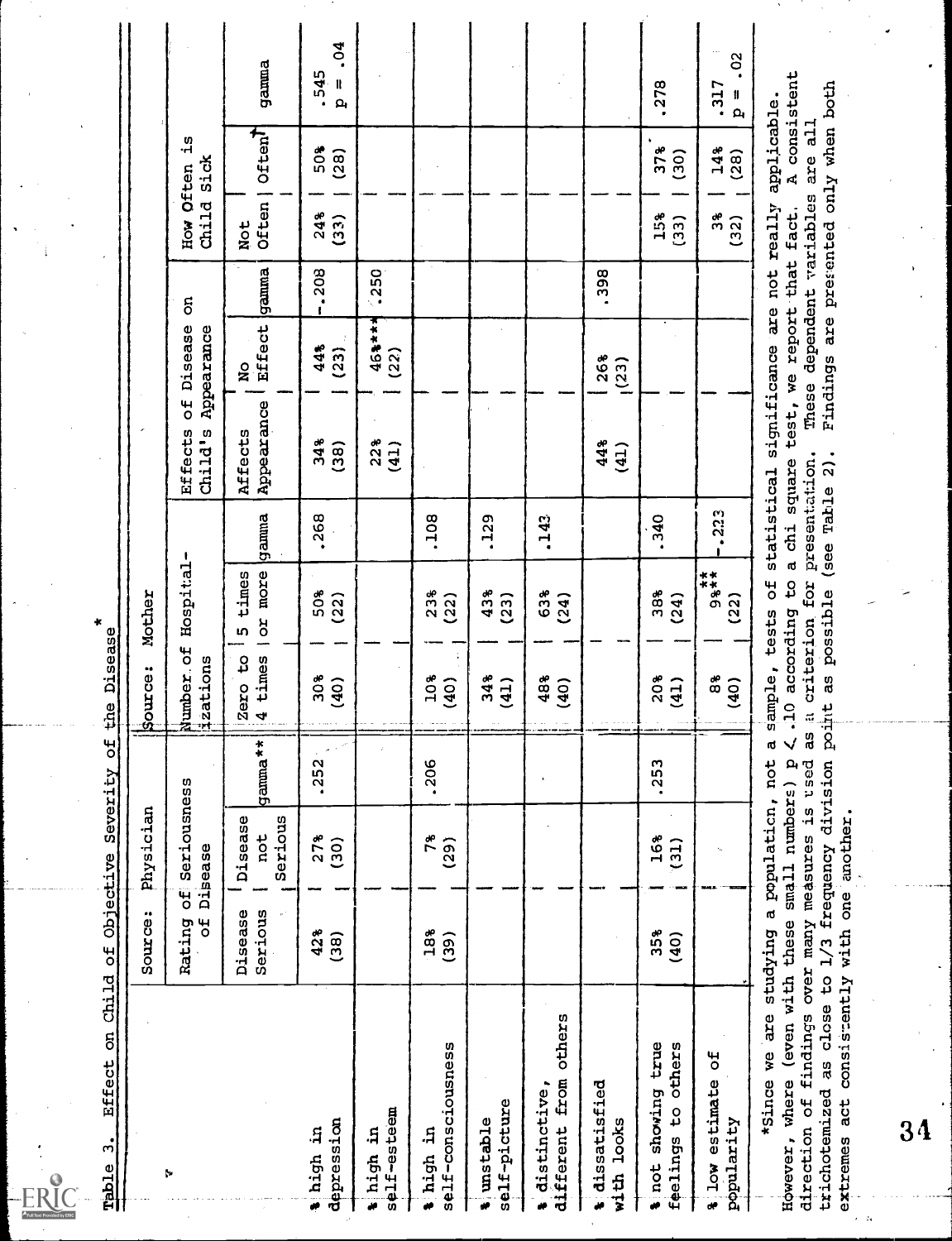Table 3. Effect on Child of Objective Severity of the Disease*

| | Source: Physician | | | Source: Mother | | | | | | | | |
|---|---|---|---|---|---|---|---|---|---|---|---|---|
| | Rating of Seriousness of Disease | | | Number of Hospitalizations | | | Effects of Disease on Child's Appearance | | | How Often is Child Sick | | |
| | Disease Serious | Disease not Serious | gamma** | Zero to 4 times | 5 times or more | gamma | Affects Appearance | No Effect | gamma | Not Often | Often† | gamma |
| % high in depression | 42% (38) | 27% (30) | .252 | 30% (40) | 50% (22) | .268 | 34% (38) | 44% (23) | -.208 | 24% (33) | 50% (28) | .545 p = .04 |
| % high in self-esteem | | | | | | | 22% (41) | 46%*** (22) | .250 | | | |
| % high in self-consciousness | 18% (39) | 7% (29) | .206 | 10% (40) | 23% (22) | .108 | | | | | | |
| % unstable self-picture | | | | 34% (41) | 43% (23) | .129 | | | | | | |
| % distinctive, different from others | | | | 48% (40) | 63% (24) | .143 | | | | | | |
| % dissatisfied with looks | | | | | | | 44% (41) | 26% (23) | .398 | | | |
| % not showing true feelings to others | 35% (40) | 16% (31) | .253 | 20% (41) | 38% (24) | .340 | | | | 15% (33) | 37% (30) | .278 |
| % low estimate of popularity | | | | 8% (40) | 9%** ** (22) | -.223 | | | | 3% (32) | 14% (28) | .317 p = .02 |

*Since we are studying a population, not a sample, tests of statistical significance are not really applicable. However, where (even with these small numbers) p < .10 according to a chi square test, we report that fact. A consistent direction of findings over many measures is used as a criterion for presentation. These dependent variables are all trichotemized as close to 1/3 frequency division point as possible (see Table 2). Findings are presented only when both extremes act consistently with one another.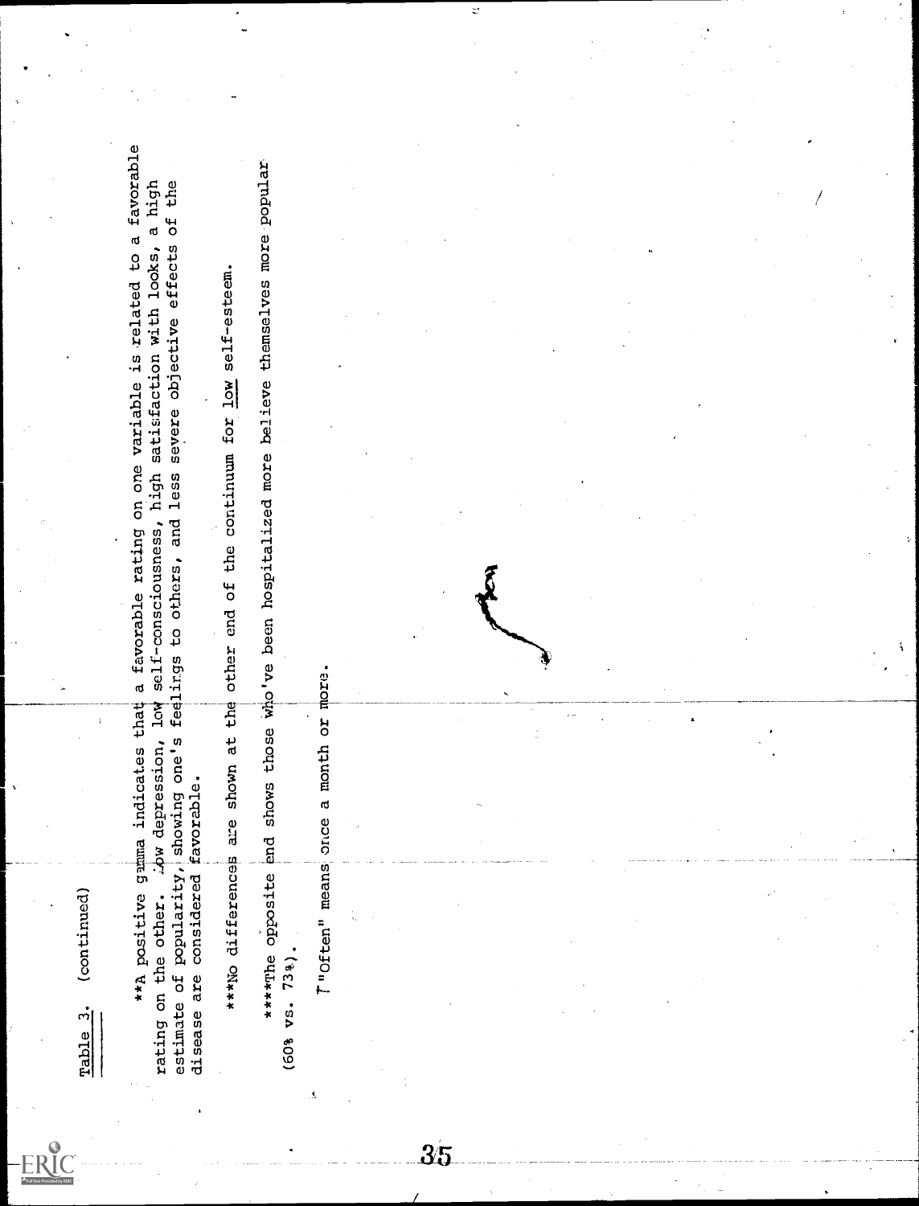Table 3. (continued)

**A positive gamma indicates that a favorable rating on one variable is related to a favorable rating on the other. Low depression, low self-consciousness, high satisfaction with looks, a high estimate of popularity, showing one's feelings to others, and less severe objective effects of the disease are considered favorable.

***No differences are shown at the other end of the continuum for low self-esteem.

****The opposite end shows those who've been hospitalized more believe themselves more popular (60% vs. 73%).

†"Often" means once a month or more.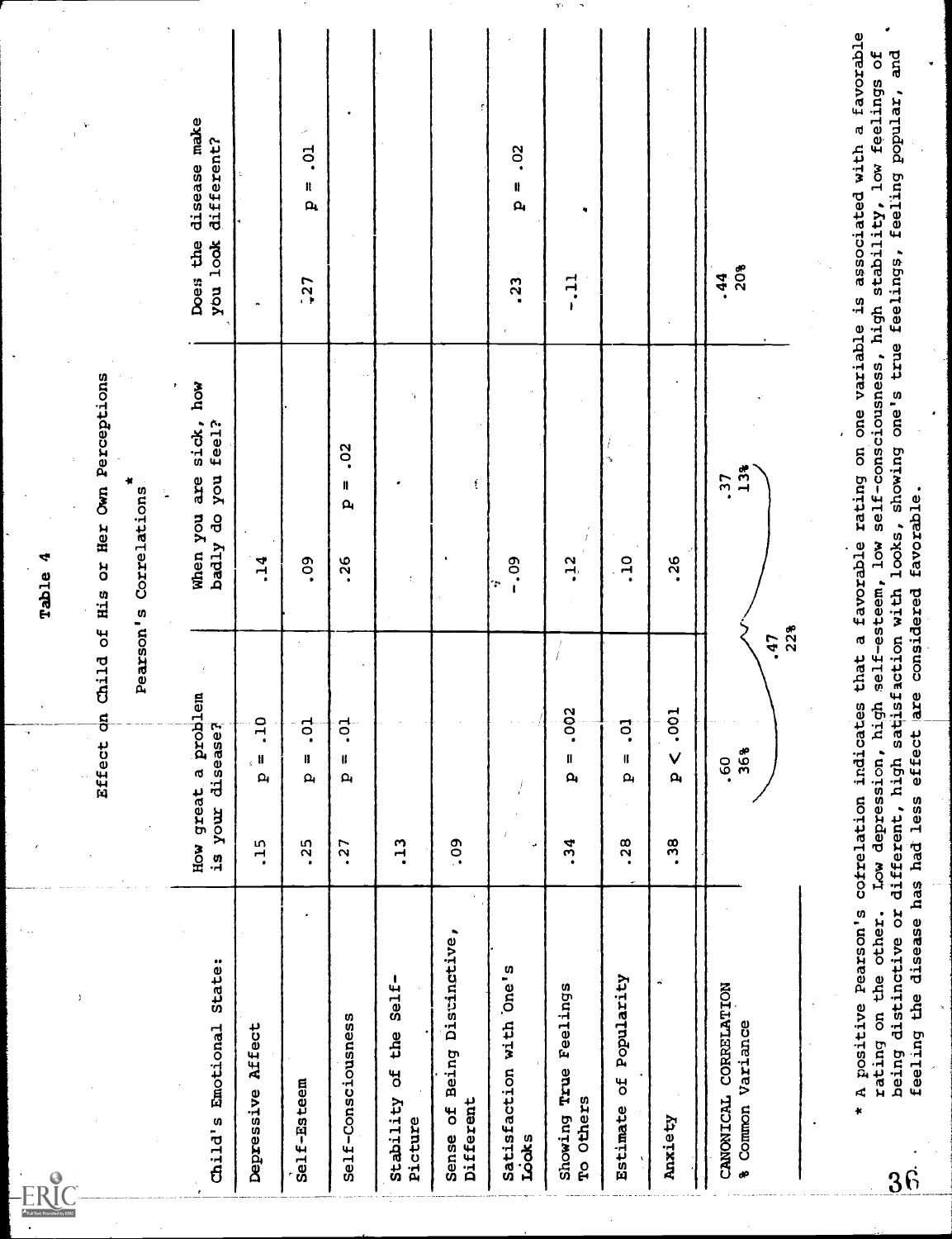Table 4

Effect on Child of His or Her Own Perceptions

Pearson's Correlations*

| Child's Emotional State: | How great a problem is your disease? | | When you are sick, how badly do you feel? | | Does the disease make you look different? | |
|---|---|---|---|---|---|---|
| Depressive Affect | .15 | p = .10 | .14 | | | |
| Self-Esteem | .25 | p = .01 | .09 | | .27 | p = .01 |
| Self-Consciousness | .27 | p = .01 | .26 | p = .02 | | |
| Stability of the Self-Picture | .13 | | | | | |
| Sense of Being Distinctive, Different | .09 | | | | | |
| Satisfaction with One's Looks | | | -.09 | | .23 | p = .02 |
| Showing True Feelings To Others | .34 | p = .002 | .12 | | -.11 | |
| Estimate of Popularity | .28 | p = .01 | .10 | | | |
| Anxiety | .38 | p < .001 | .26 | | | |
| CANONICAL CORRELATION | .60 | | .37 | | .44 | |
| % Common Variance | 36% | | 13% | | 20% | |

(Combined first two columns: .47, 22%)

\* A positive Pearson's correlation indicates that a favorable rating on one variable is associated with a favorable rating on the other. Low depression, high self-esteem, low self-consciousness, high stability, low feelings of being distinctive or different, high satisfaction with looks, showing one's true feelings, feeling popular, and feeling the disease has had less effect are considered favorable.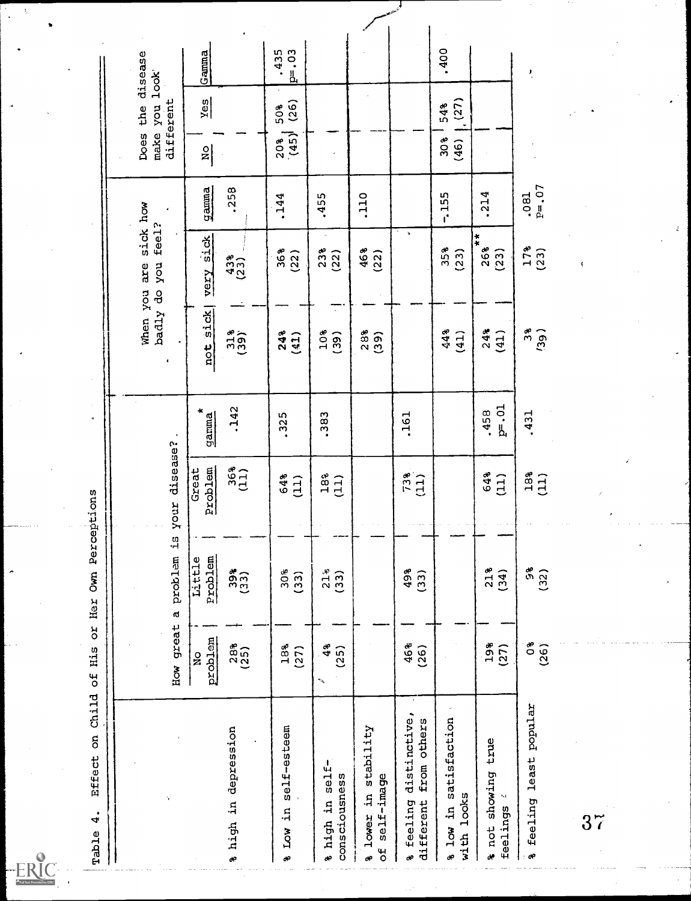Table 4. Effect on Child of His or Her Own Perceptions

| | How great a problem is your disease? | | | | When you are sick how badly do you feel? | | | Does the disease make you look different | | |
|---|---|---|---|---|---|---|---|---|---|---|
| | No problem | Little Problem | Great Problem | gamma * | not sick | very sick | gamma | No | Yes | Gamma |
| % high in depression | 28% (25) | 39% (33) | 36% (11) | .142 | 31% (39) | 43% (23) | .258 | | | |
| % Low in self-esteem | 18% (27) | 30% (33) | 64% (11) | .325 | 24% (41) | 36% (22) | .144 | 20% (45) | 50% (26) | .435 p=.03 |
| % high in self-consciousness | 4% (25) | 21% (33) | 18% (11) | .383 | 10% (39) | 23% (22) | .455 | | | |
| % lower in stability of self-image | | | | | 28% (39) | 46% (22) | .110 | | | |
| % feeling distinctive, different from others | 46% (26) | 49% (33) | 73% (11) | .161 | | | | | | |
| % low in satisfaction with looks | | | | | 44% (41) | 35% (23) | -.155 | 30% (46) | 54% (27) | .400 |
| % not showing true feelings | 19% (27) | 21% (34) | 64% (11) | .458 p=.01 | 24% (41) | 26% ** (23) | .214 | | | |
| % feeling least popular | 0% (26) | 9% (32) | 18% (11) | .431 | 3% (39) | 17% (23) | .081 P=.07 | | | |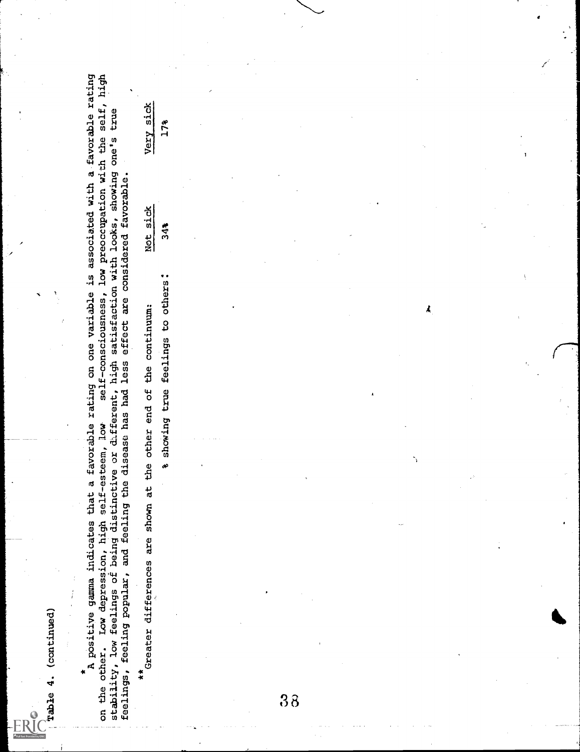Table 4. (continued)

*A positive gamma indicates that a favorable rating on one variable is associated with a favorable rating on the other. Low depression, high self-esteem, low self-consciousness, low preoccupation with the self, high stability, low feelings of being distinctive or different, high satisfaction with looks, showing one's true feelings, feeling popular, and feeling the disease has had less effect are considered favorable.

**Greater differences are shown at the other end of the continuum:

| | Not sick | Very sick |
|---|---|---|
| % showing true feelings to others: | 34% | 17% |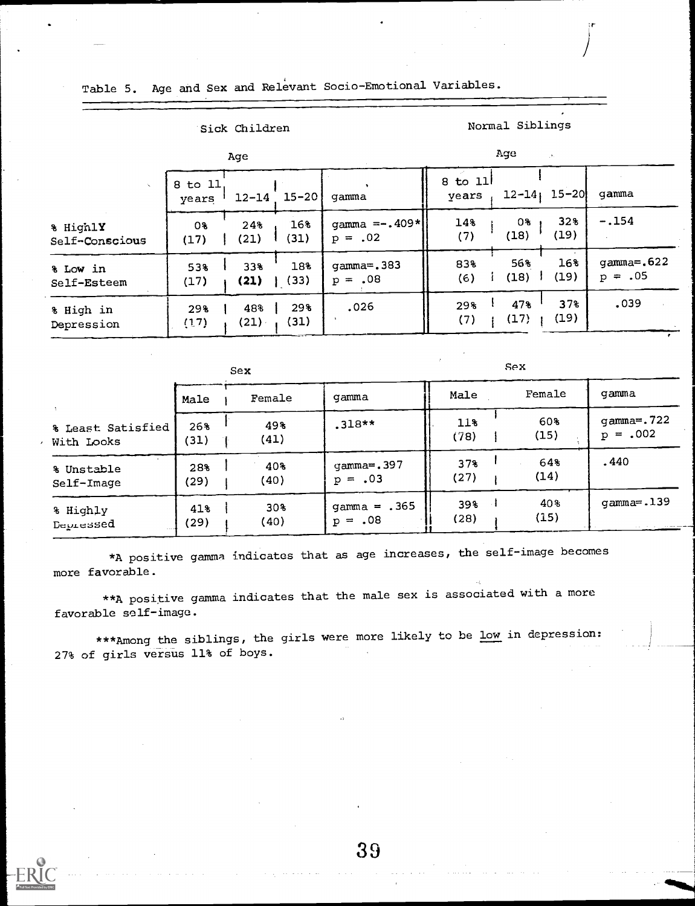Table 5. Age and Sex and Relevant Socio-Emotional Variables.

| | Sick Children | | | | Normal Siblings | | | |
|---|---|---|---|---|---|---|---|---|
| | Age | | | | Age | | | |
| | 8 to 11 years | 12-14 | 15-20 | gamma | 8 to 11 years | 12-14 | 15-20 | gamma |
| % HighlY Self-Conscious | 0% (17) | 24% (21) | 16% (31) | gamma =-.409* p = .02 | 14% (7) | 0% (18) | 32% (19) | -.154 |
| % Low in Self-Esteem | 53% (17) | 33% **(21)** | 18% (33) | gamma=.383 p = .08 | 83% (6) | 56% (18) | 16% (19) | gamma=.622 p = .05 |
| % High in Depression | 29% (17) | 48% (21) | 29% (31) | .026 | 29% (7) | 47% (17) | 37% (19) | .039 |

| | Sex | | | Sex | | |
|---|---|---|---|---|---|---|
| | Male | Female | gamma | Male | Female | gamma |
| % Least Satisfied With Looks | 26% (31) | 49% (41) | .318** | 11% (78) | 60% (15) | gamma=.722 p = .002 |
| % Unstable Self-Image | 28% (29) | 40% (40) | gamma=.397 p = .03 | 37% (27) | 64% (14) | .440 |
| % Highly Depressed | 41% (29) | 30% (40) | gamma = .365 p = .08 | 39% (28) | 40% (15) | gamma=.139 |

*A positive gamma indicates that as age increases, the self-image becomes more favorable.

**A positive gamma indicates that the male sex is associated with a more favorable self-image.

***Among the siblings, the girls were more likely to be low in depression: 27% of girls versus 11% of boys.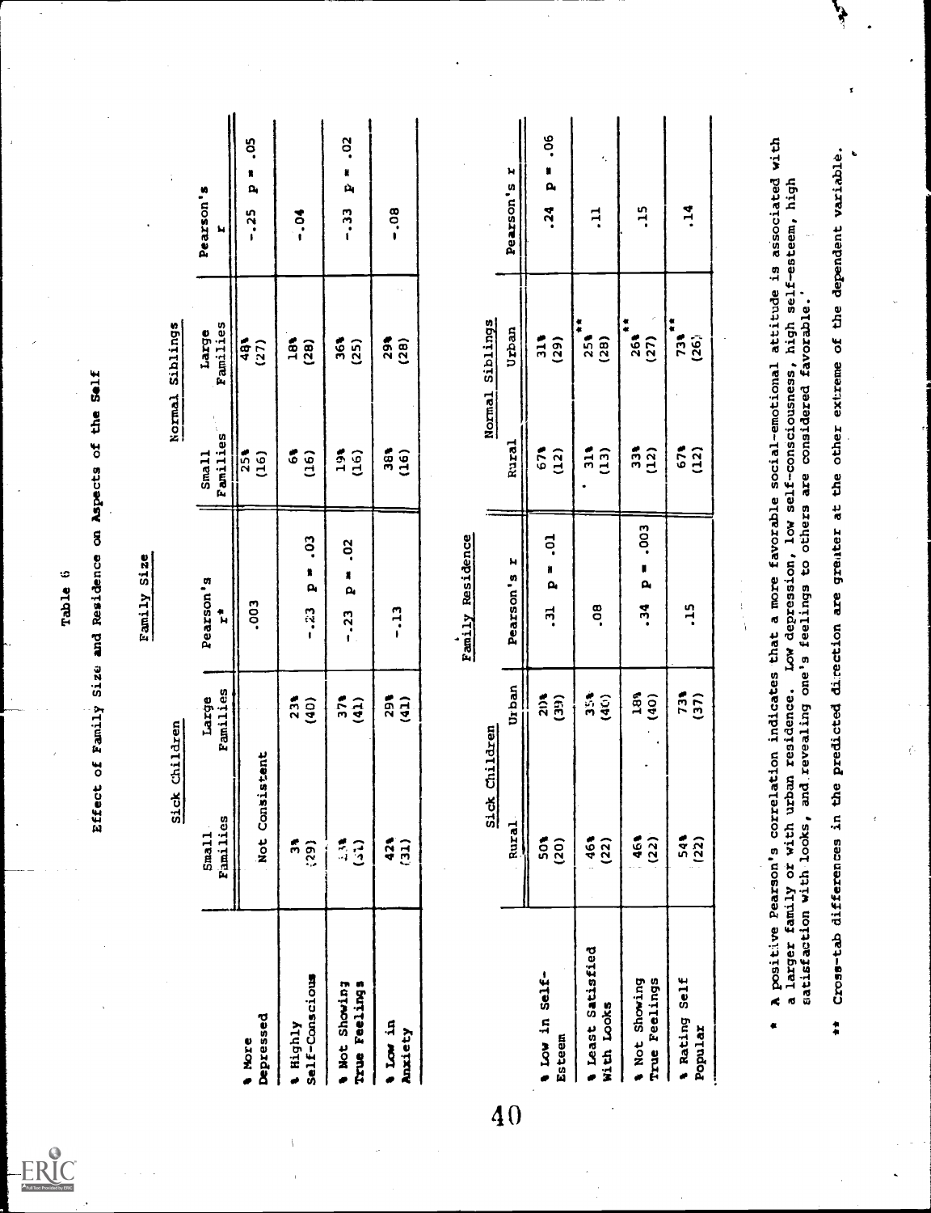Table 6

Effect of Family Size and Residence on Aspects of the Self

## Family Size

| | Sick Children | | | Normal Siblings | | |
|---|---|---|---|---|---|---|
| | Small Families | Large Families | Pearson's r* | Small Families | Large Families | Pearson's r |
| % More Depressed | Not Consistent | | .003 | 25% (16) | 48% (27) | -.25 p = .05 |
| % Highly Self-Conscious | 3% (29) | 23% (40) | -.23 p = .03 | 6% (16) | 18% (28) | -.04 |
| % Not Showing True Feelings | 13% (31) | 37% (41) | -.23 p = .02 | 19% (16) | 36% (25) | -.33 p = .02 |
| % Low in Anxiety | 42% (31) | 29% (41) | -.13 | 38% (16) | 29% (28) | -.08 |

## Family Residence

| | Sick Children | | | Normal Siblings | | |
|---|---|---|---|---|---|---|
| | Rural | Urban | Pearson's r | Rural | Urban | Pearson's r |
| % Low in Self-Esteem | 50% (20) | 20% (39) | .31 p = .01 | 67% (12) | 31% (29) | .24 p = .06 |
| % Least Satisfied With Looks | 46% (22) | 35% (40) | .08 | 31% (13) | 25%** (28) | .11 |
| % Not Showing True Feelings | 46% (22) | 18% (40) | .34 p = .003 | 33% (12) | 26%** (27) | .15 |
| % Rating Self Popular | 54% (22) | 73% (37) | .15 | 67% (12) | 73%** (26) | .14 |

\* A positive Pearson's correlation indicates that a more favorable social-emotional attitude is associated with a larger family or with urban residence. Low depression, low self-consciousness, high self-esteem, high satisfaction with looks, and revealing one's feelings to others are considered favorable.

\*\* Cross-tab differences in the predicted direction are greater at the other extreme of the dependent variable.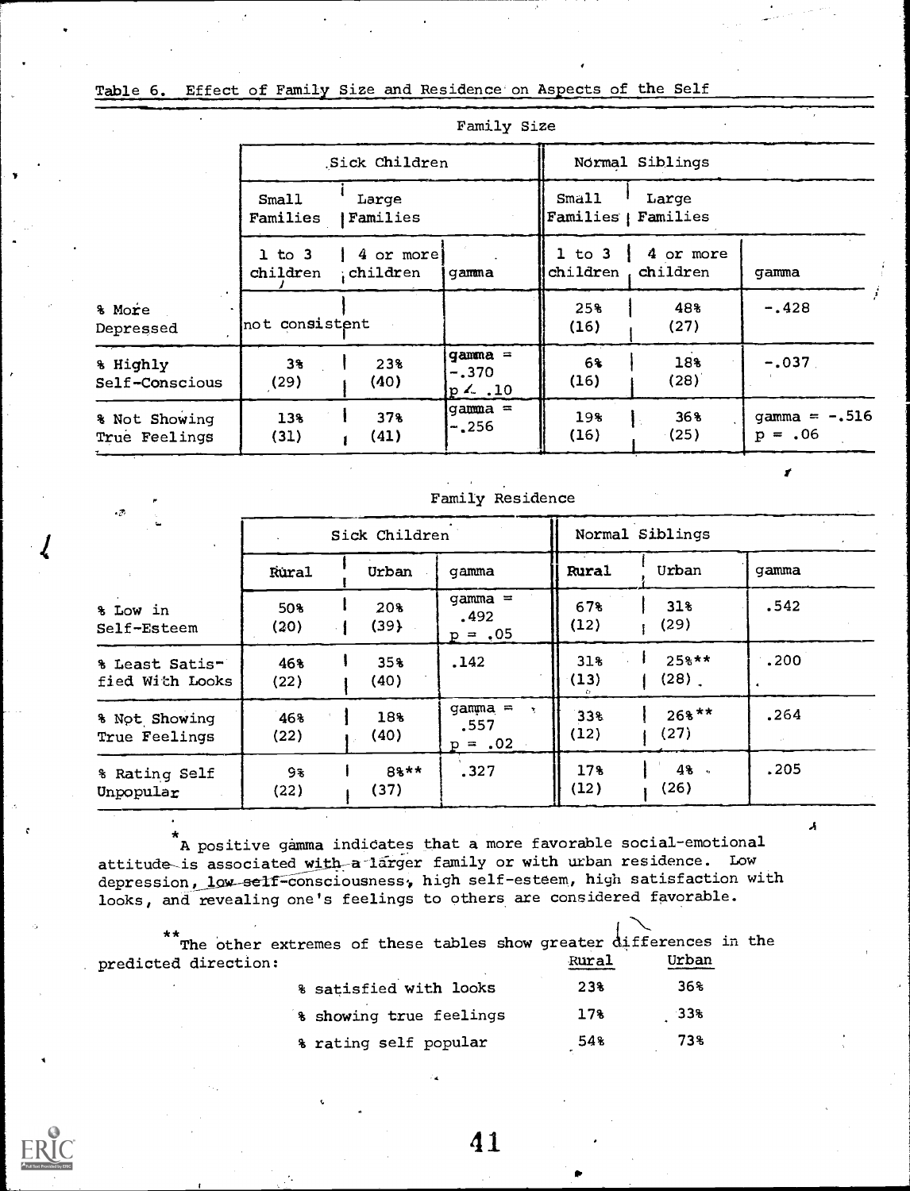Table 6. Effect of Family Size and Residence on Aspects of the Self

**Family Size**

| | Sick Children | | | Normal Siblings | | |
|---|---|---|---|---|---|---|
| | Small Families | Large Families | | Small Families | Large Families | |
| | 1 to 3 children | 4 or more children | gamma | 1 to 3 children | 4 or more children | gamma |
| % More Depressed | not consistent | | | 25% (16) | 48% (27) | -.428 |
| % Highly Self-Conscious | 3% (29) | 23% (40) | gamma = -.370 $p < .10$ | 6% (16) | 18% (28) | -.037 |
| % Not Showing True Feelings | 13% (31) | 37% (41) | gamma = -.256 | 19% (16) | 36% (25) | gamma = -.516 $p = .06$ |

**Family Residence**

| | Sick Children | | | Normal Siblings | | |
|---|---|---|---|---|---|---|
| | Rural | Urban | gamma | Rural | Urban | gamma |
| % Low in Self-Esteem | 50% (20) | 20% (39) | gamma = .492 $p = .05$ | 67% (12) | 31% (29) | .542 |
| % Least Satisfied With Looks | 46% (22) | 35% (40) | .142 | 31% (13) | 25%** (28) | .200 |
| % Not Showing True Feelings | 46% (22) | 18% (40) | gamma = .557 $p = .02$ | 33% (12) | 26%** (27) | .264 |
| % Rating Self Unpopular | 9% (22) | 8%** (37) | .327 | 17% (12) | 4% (26) | .205 |

*A positive gamma indicates that a more favorable social-emotional attitude is associated with a larger family or with urban residence. Low depression, low self-consciousness, high self-esteem, high satisfaction with looks, and revealing one's feelings to others are considered favorable.

**The other extremes of these tables show greater differences in the predicted direction:

| | Rural | Urban |
|---|---|---|
| % satisfied with looks | 23% | 36% |
| % showing true feelings | 17% | 33% |
| % rating self popular | 54% | 73% |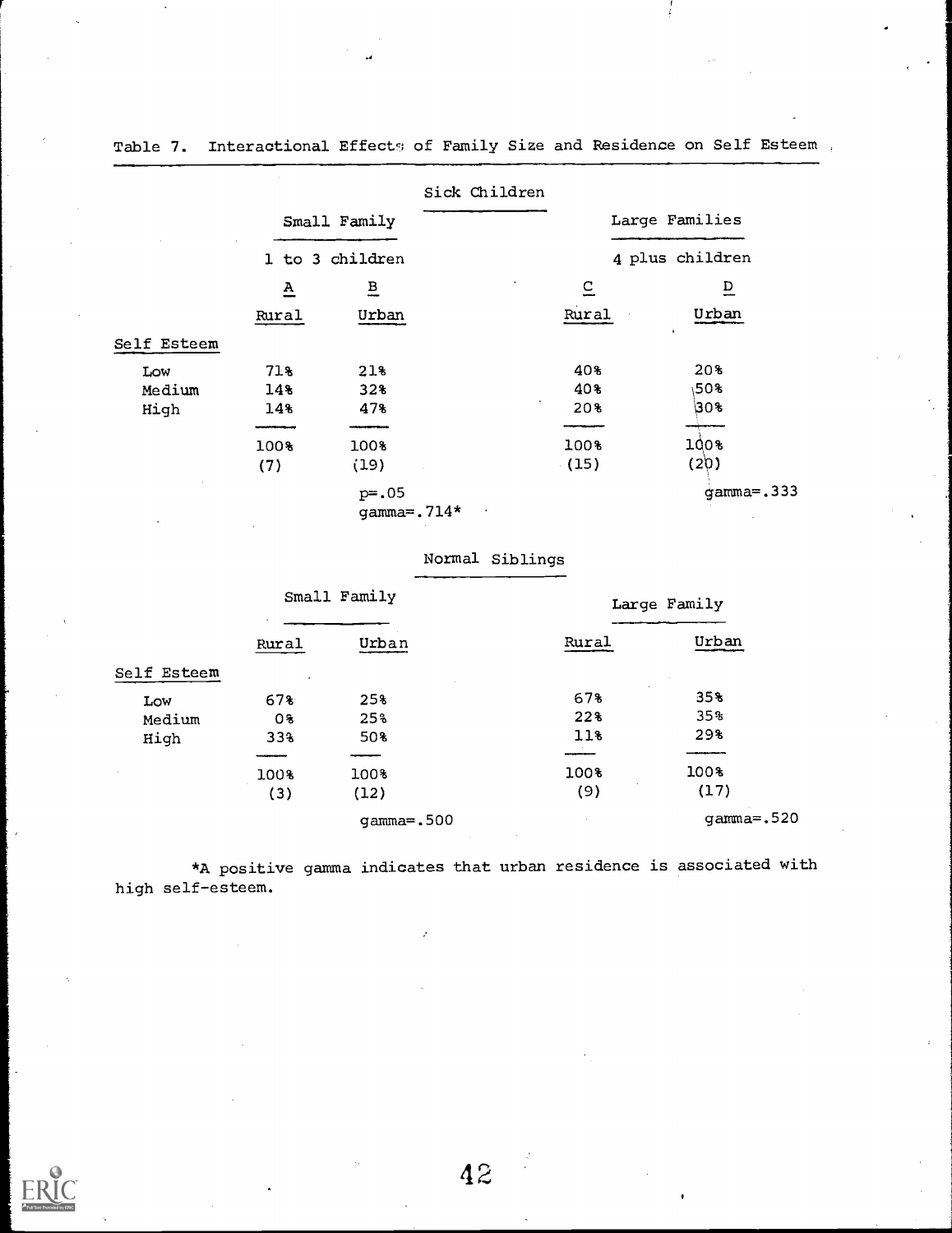Table 7. Interactional Effects of Family Size and Residence on Self Esteem

**Sick Children**

| | Small Family | | Large Families | |
|---|---|---|---|---|
| | 1 to 3 children | | 4 plus children | |
| | A | B | C | D |
| | Rural | Urban | Rural | Urban |
| **Self Esteem** | | | | |
| Low | 71% | 21% | 40% | 20% |
| Medium | 14% | 32% | 40% | 50% |
| High | 14% | 47% | 20% | 30% |
| | 100% | 100% | 100% | 100% |
| | (7) | (19) | (15) | (20) |
| | | $p=.05$<br>gamma=.714* | | gamma=.333 |

**Normal Siblings**

| | Small Family | | Large Family | |
|---|---|---|---|---|
| | Rural | Urban | Rural | Urban |
| **Self Esteem** | | | | |
| Low | 67% | 25% | 67% | 35% |
| Medium | 0% | 25% | 22% | 35% |
| High | 33% | 50% | 11% | 29% |
| | 100% | 100% | 100% | 100% |
| | (3) | (12) | (9) | (17) |
| | | gamma=.500 | | gamma=.520 |

*A positive gamma indicates that urban residence is associated with high self-esteem.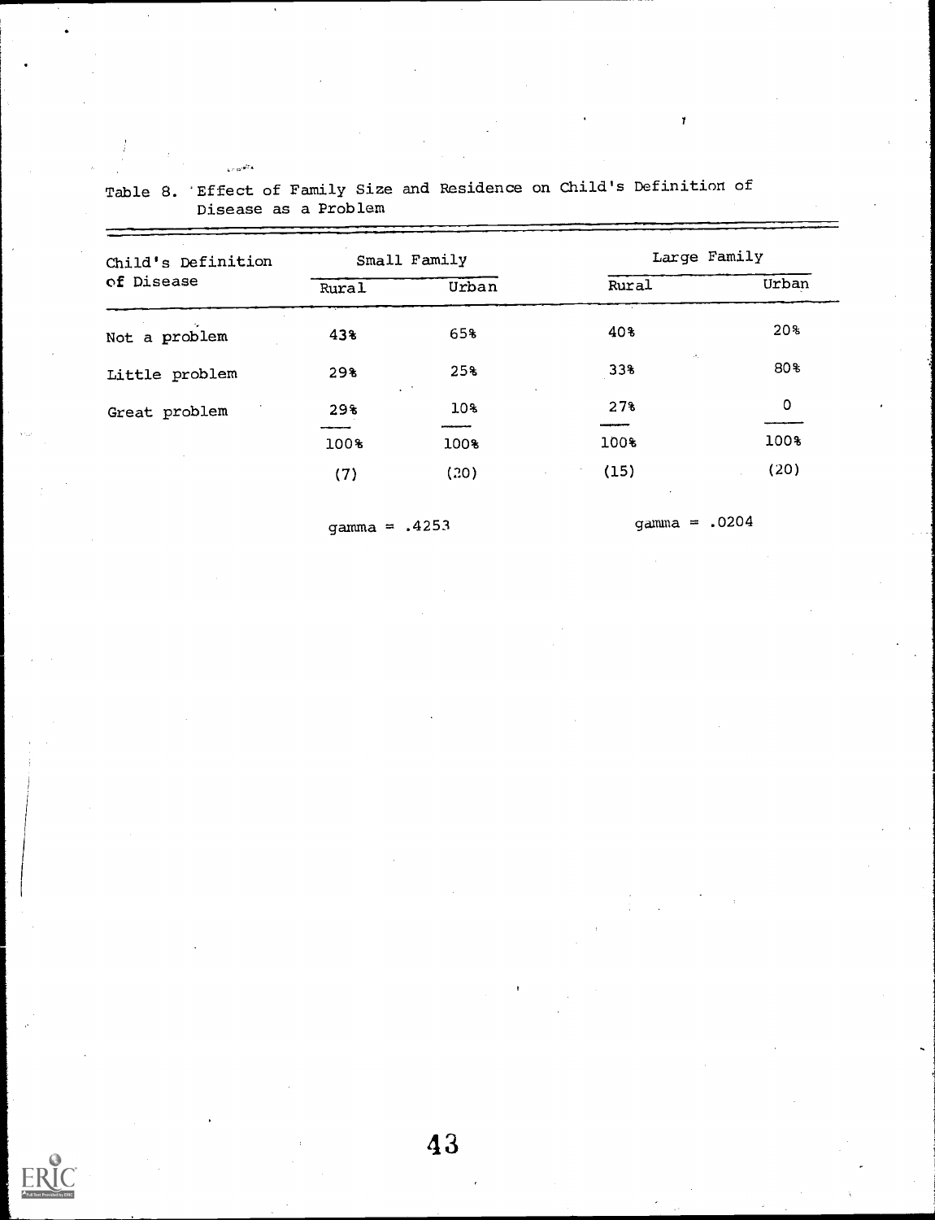Table 8. Effect of Family Size and Residence on Child's Definition of Disease as a Problem

| Child's Definition of Disease | Small Family | | Large Family | |
|---|---|---|---|---|
| | Rural | Urban | Rural | Urban |
| Not a problem | 43% | 65% | 40% | 20% |
| Little problem | 29% | 25% | 33% | 80% |
| Great problem | 29% | 10% | 27% | 0 |
| | 100% | 100% | 100% | 100% |
| | (7) | (20) | (15) | (20) |
| | gamma = .4253 | | gamma = .0204 | |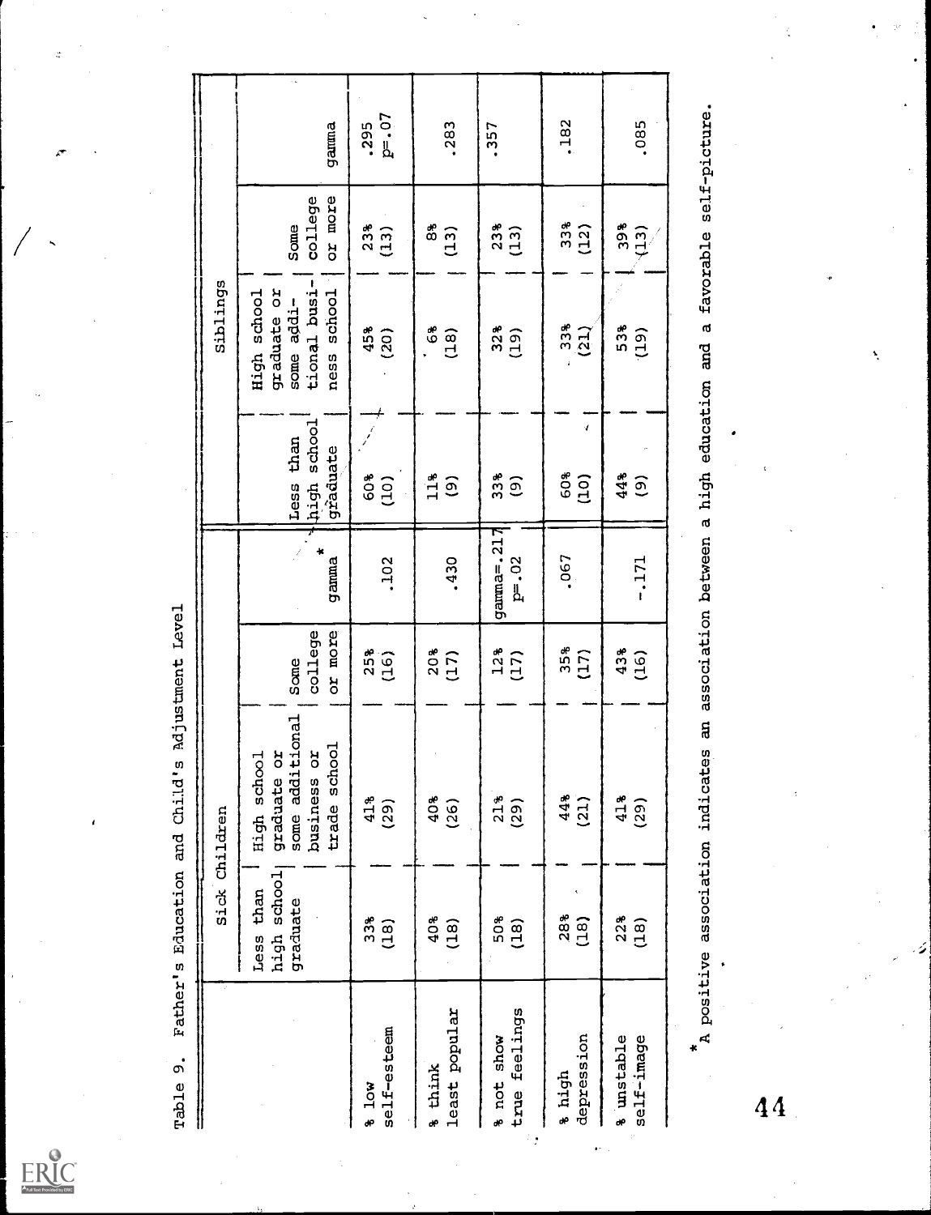Table 9. Father's Education and Child's Adjustment Level

| | Sick Children | | | | Siblings | | | |
|---|---|---|---|---|---|---|---|---|
| | Less than high school graduate | High school graduate or some additional business or trade school | Some college or more | gamma* | Less than high school graduate | High school graduate or some additional business school | Some college or more | gamma |
| % low self-esteem | 33% (18) | 41% (29) | 25% (16) | .102 | 60% (10) | 45% (20) | 23% (13) | .295 p=.07 |
| % think least popular | 40% (18) | 40% (26) | 20% (17) | .430 | 11% (9) | 6% (18) | 8% (13) | .283 |
| % not show true feelings | 50% (18) | 21% (29) | 12% (17) | gamma=.217 p=.02 | 33% (9) | 32% (19) | 23% (13) | .357 |
| % high depression | 28% (18) | 44% (21) | 35% (17) | .067 | 60% (10) | 33% (21) | 33% (12) | .182 |
| % unstable self-image | 22% (18) | 41% (29) | 43% (16) | -.171 | 44% (9) | 53% (19) | 39% (13) | .085 |

*A positive association indicates an association between a high education and a favorable self-picture.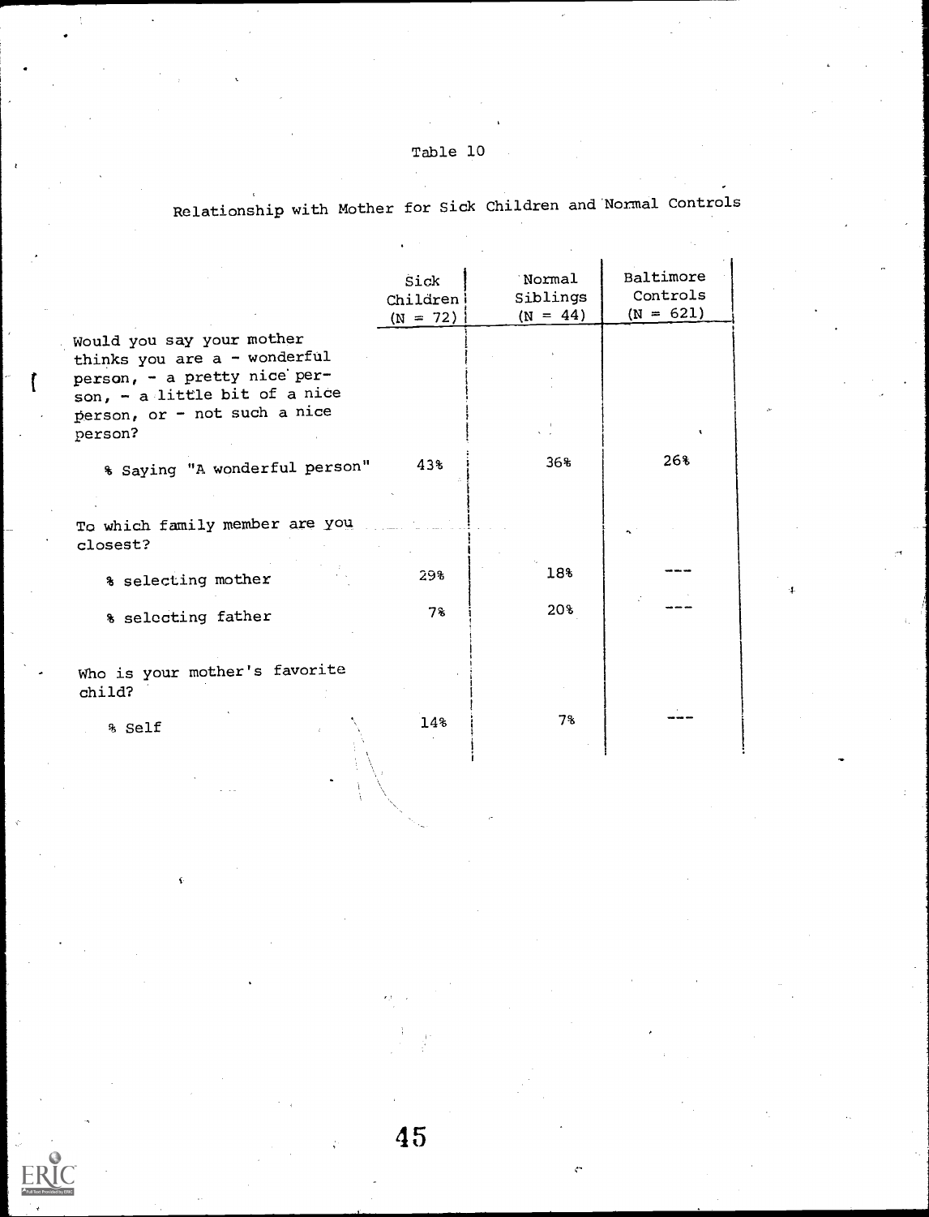Table 10

Relationship with Mother for Sick Children and Normal Controls

| | Sick Children (N = 72) | Normal Siblings (N = 44) | Baltimore Controls (N = 621) |
|---|---|---|---|
| Would you say your mother thinks you are a - wonderful person, - a pretty nice person, - a little bit of a nice person, or - not such a nice person? | | | |
| % Saying "A wonderful person" | 43% | 36% | 26% |
| To which family member are you closest? | | | |
| % selecting mother | 29% | 18% | --- |
| % selecting father | 7% | 20% | --- |
| Who is your mother's favorite child? | | | |
| % Self | 14% | 7% | --- |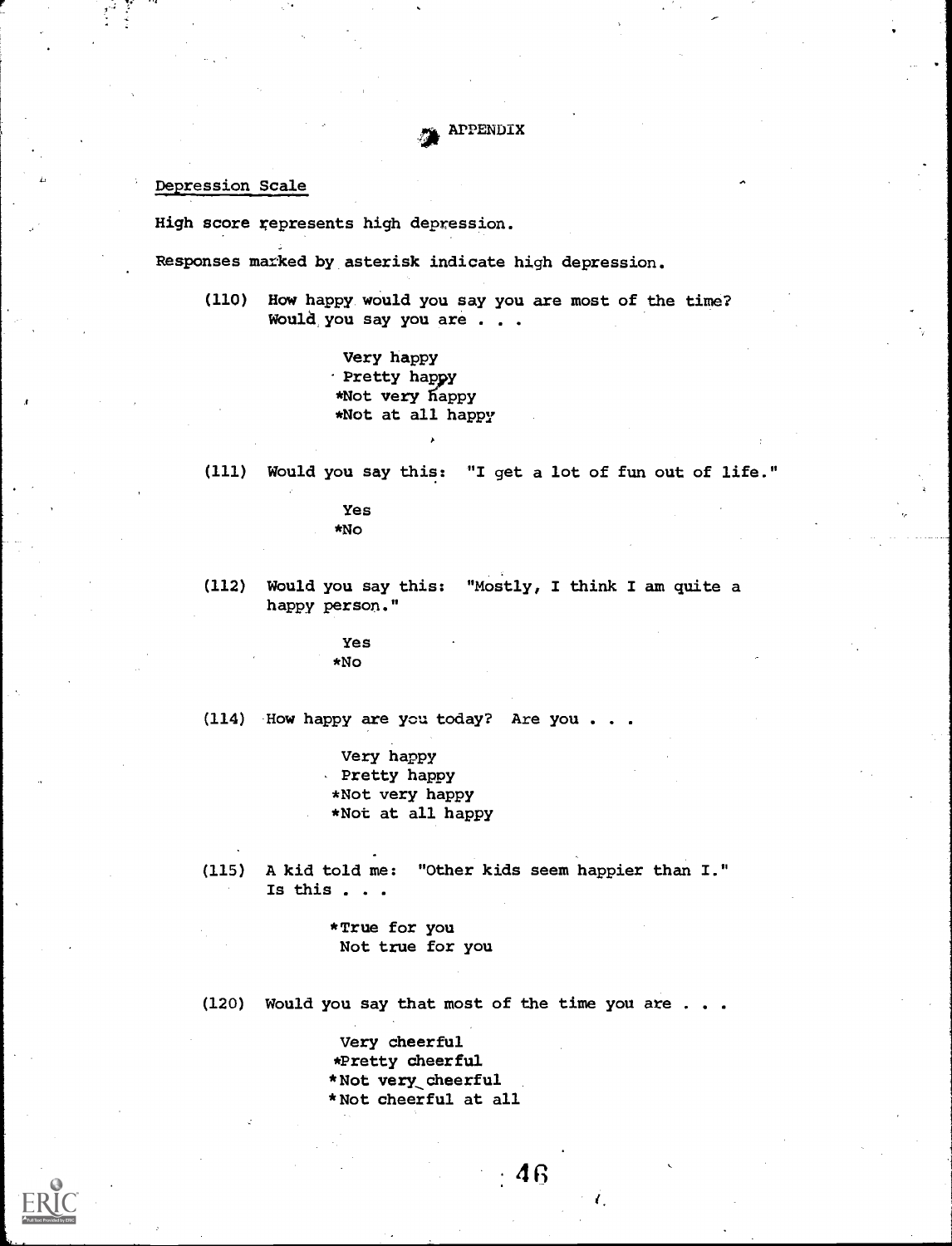# APPENDIX

## Depression Scale

High score represents high depression.

Responses marked by asterisk indicate high depression.

(110) How happy would you say you are most of the time? Would you say you are . . .

Very happy
Pretty happy
*Not very happy
*Not at all happy

(111) Would you say this: "I get a lot of fun out of life."

Yes
*No

(112) Would you say this: "Mostly, I think I am quite a happy person."

Yes
*No

(114) How happy are you today? Are you . . .

Very happy
Pretty happy
*Not very happy
*Not at all happy

(115) A kid told me: "Other kids seem happier than I." Is this . . .

*True for you
Not true for you

(120) Would you say that most of the time you are . . .

Very cheerful
*Pretty cheerful
*Not very cheerful
*Not cheerful at all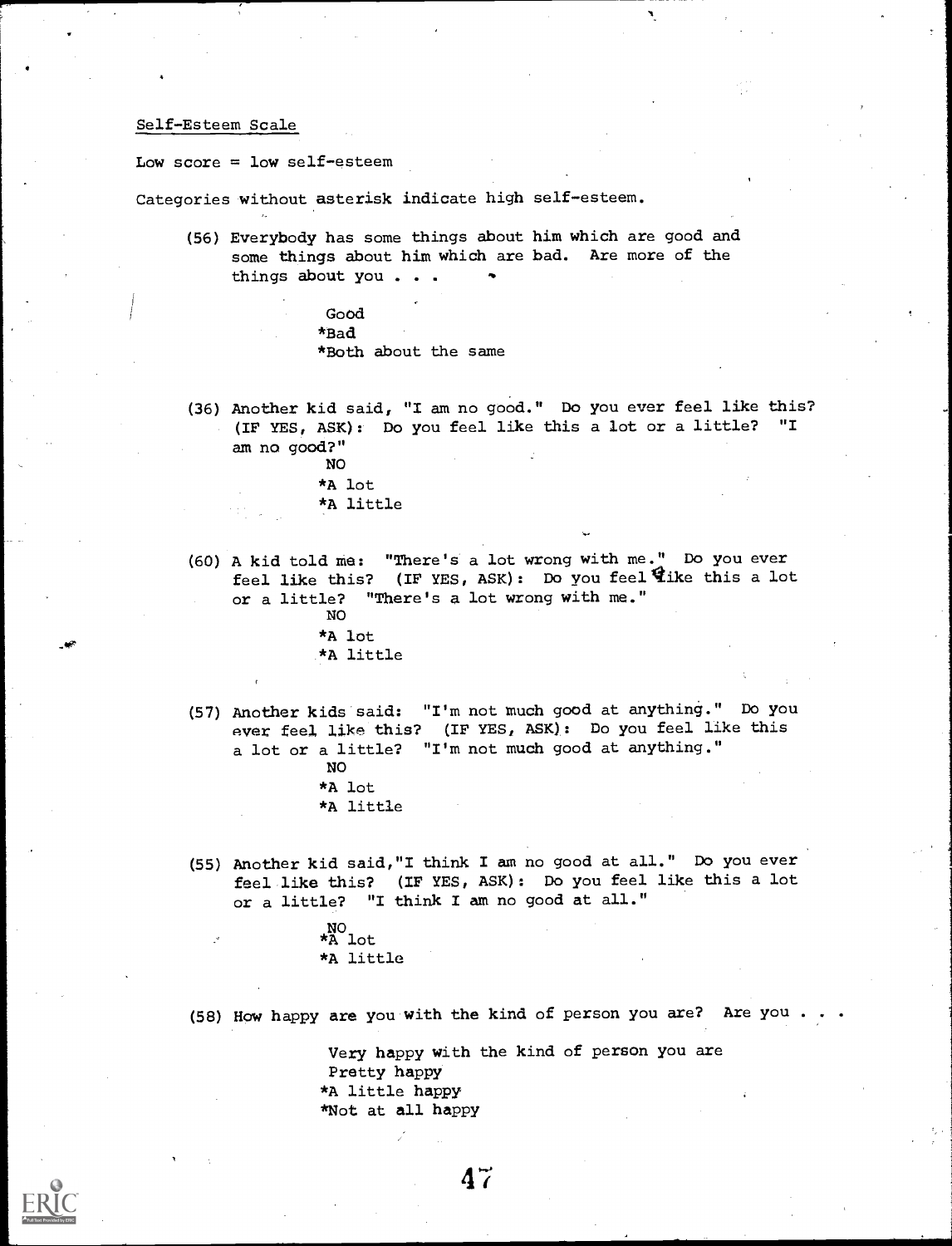Self-Esteem Scale

Low score = low self-esteem

Categories without asterisk indicate high self-esteem.

(56) Everybody has some things about him which are good and some things about him which are bad. Are more of the things about you . . .

Good
*Bad
*Both about the same

(36) Another kid said, "I am no good." Do you ever feel like this? (IF YES, ASK): Do you feel like this a lot or a little? "I am no good?"

NO
*A lot
*A little

(60) A kid told me: "There's a lot wrong with me." Do you ever feel like this? (IF YES, ASK): Do you feel like this a lot or a little? "There's a lot wrong with me."

NO
*A lot
*A little

(57) Another kids said: "I'm not much good at anything." Do you ever feel like this? (IF YES, ASK): Do you feel like this a lot or a little? "I'm not much good at anything."

NO
*A lot
*A little

(55) Another kid said,"I think I am no good at all." Do you ever feel like this? (IF YES, ASK): Do you feel like this a lot or a little? "I think I am no good at all."

NO
*A lot
*A little

(58) How happy are you with the kind of person you are? Are you . . .

Very happy with the kind of person you are
Pretty happy
*A little happy
*Not at all happy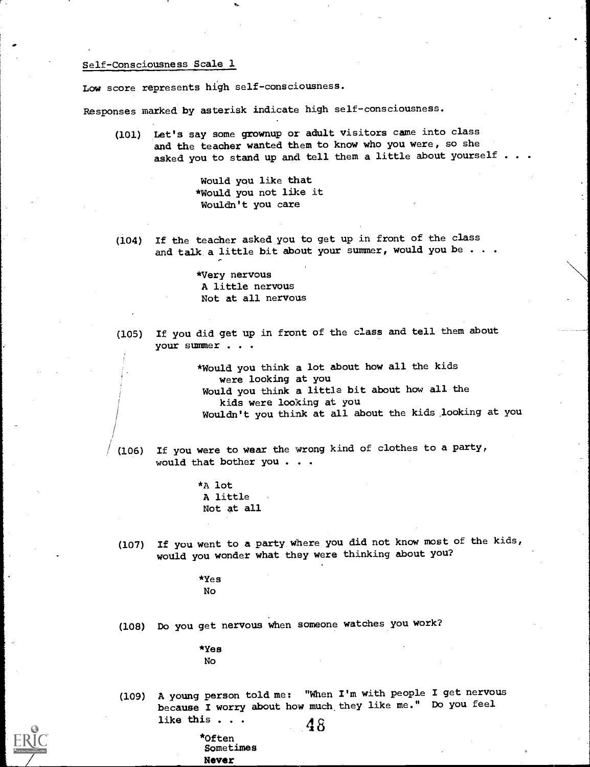Self-Consciousness Scale 1

Low score represents high self-consciousness.

Responses marked by asterisk indicate high self-consciousness.

(101) Let's say some grownup or adult visitors came into class and the teacher wanted them to know who you were, so she asked you to stand up and tell them a little about yourself . . .

- Would you like that
- *Would you not like it
- Wouldn't you care

(104) If the teacher asked you to get up in front of the class and talk a little bit about your summer, would you be . . .

- *Very nervous
- A little nervous
- Not at all nervous

(105) If you did get up in front of the class and tell them about your summer . . .

- *Would you think a lot about how all the kids were looking at you
- Would you think a little bit about how all the kids were looking at you
- Wouldn't you think at all about the kids looking at you

(106) If you were to wear the wrong kind of clothes to a party, would that bother you . . .

- *A lot
- A little
- Not at all

(107) If you went to a party where you did not know most of the kids, would you wonder what they were thinking about you?

- *Yes
- No

(108) Do you get nervous when someone watches you work?

- *Yes
- No

(109) A young person told me: "When I'm with people I get nervous because I worry about how much they like me." Do you feel like this . . .

- *Often
- Sometimes
- Never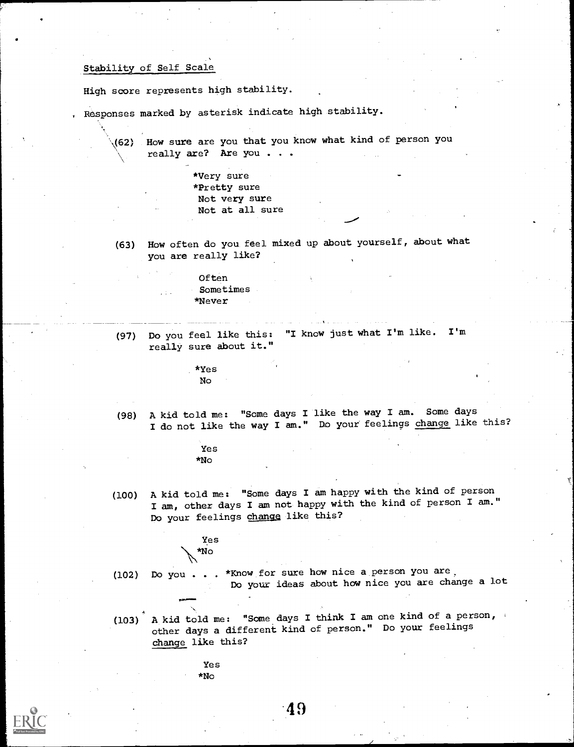## Stability of Self Scale

High score represents high stability.

Responses marked by asterisk indicate high stability.

(62) How sure are you that you know what kind of person you really are? Are you . . .

*Very sure
*Pretty sure
Not very sure
Not at all sure

(63) How often do you feel mixed up about yourself, about what you are really like?

Often
Sometimes
*Never

(97) Do you feel like this: "I know just what I'm like. I'm really sure about it."

*Yes
No

(98) A kid told me: "Some days I like the way I am. Some days I do not like the way I am." Do your feelings change like this?

Yes
*No

(100) A kid told me: "Some days I am happy with the kind of person I am, other days I am not happy with the kind of person I am." Do your feelings change like this?

Yes
*No

(102) Do you . . . *Know for sure how nice a person you are
Do your ideas about how nice you are change a lot

(103) A kid told me: "Some days I think I am one kind of a person, other days a different kind of person." Do your feelings change like this?

Yes
*No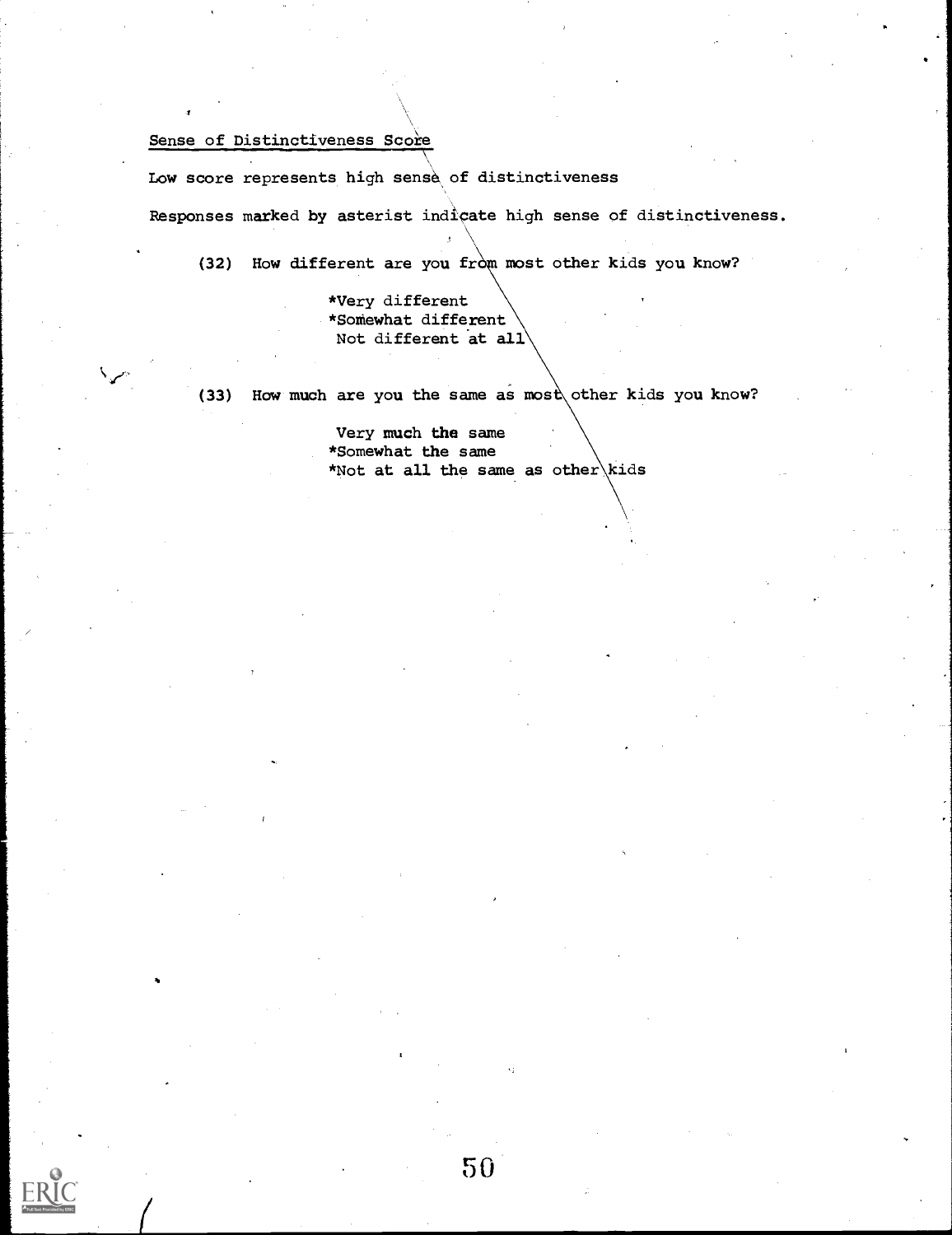Sense of Distinctiveness Score

Low score represents high sense of distinctiveness

Responses marked by asterist indicate high sense of distinctiveness.

(32) How different are you from most other kids you know?

*Very different
*Somewhat different
Not different at all

(33) How much are you the same as most other kids you know?

Very much the same
*Somewhat the same
*Not at all the same as other kids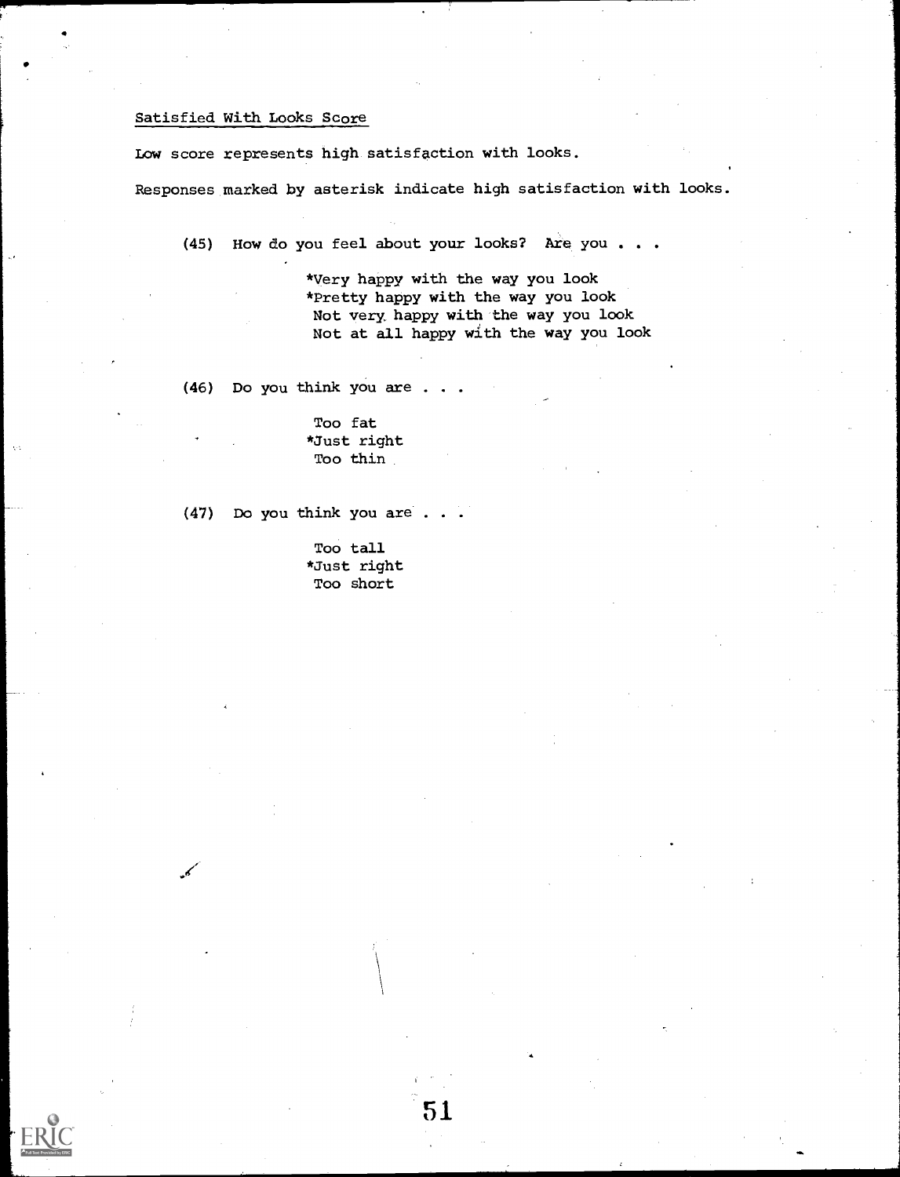Satisfied With Looks Score

Low score represents high satisfaction with looks.

Responses marked by asterisk indicate high satisfaction with looks.

(45) How do you feel about your looks? Are you . . .

*Very happy with the way you look
*Pretty happy with the way you look
Not very happy with the way you look
Not at all happy with the way you look

(46) Do you think you are . . .

Too fat
*Just right
Too thin

(47) Do you think you are . . .

Too tall
*Just right
Too short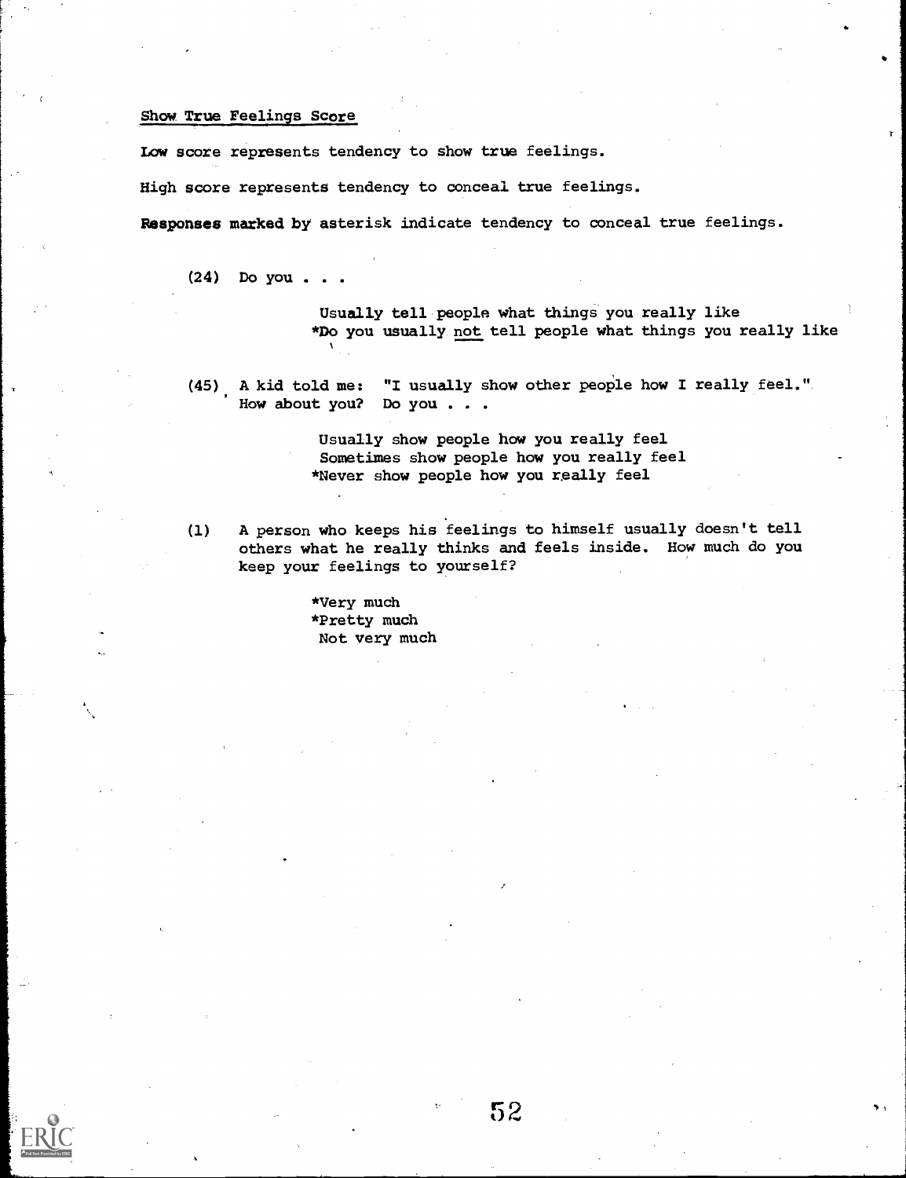## Show True Feelings Score

Low score represents tendency to show true feelings.

High score represents tendency to conceal true feelings.

**Responses marked by asterisk indicate tendency to conceal true feelings.**

(24) Do you . . .

- Usually tell people what things you really like
- *Do you usually not tell people what things you really like

(45) A kid told me: "I usually show other people how I really feel." How about you? Do you . . .

- Usually show people how you really feel
- Sometimes show people how you really feel
- *Never show people how you really feel

(1) A person who keeps his feelings to himself usually doesn't tell others what he really thinks and feels inside. How much do you keep your feelings to yourself?

- *Very much
- *Pretty much
- Not very much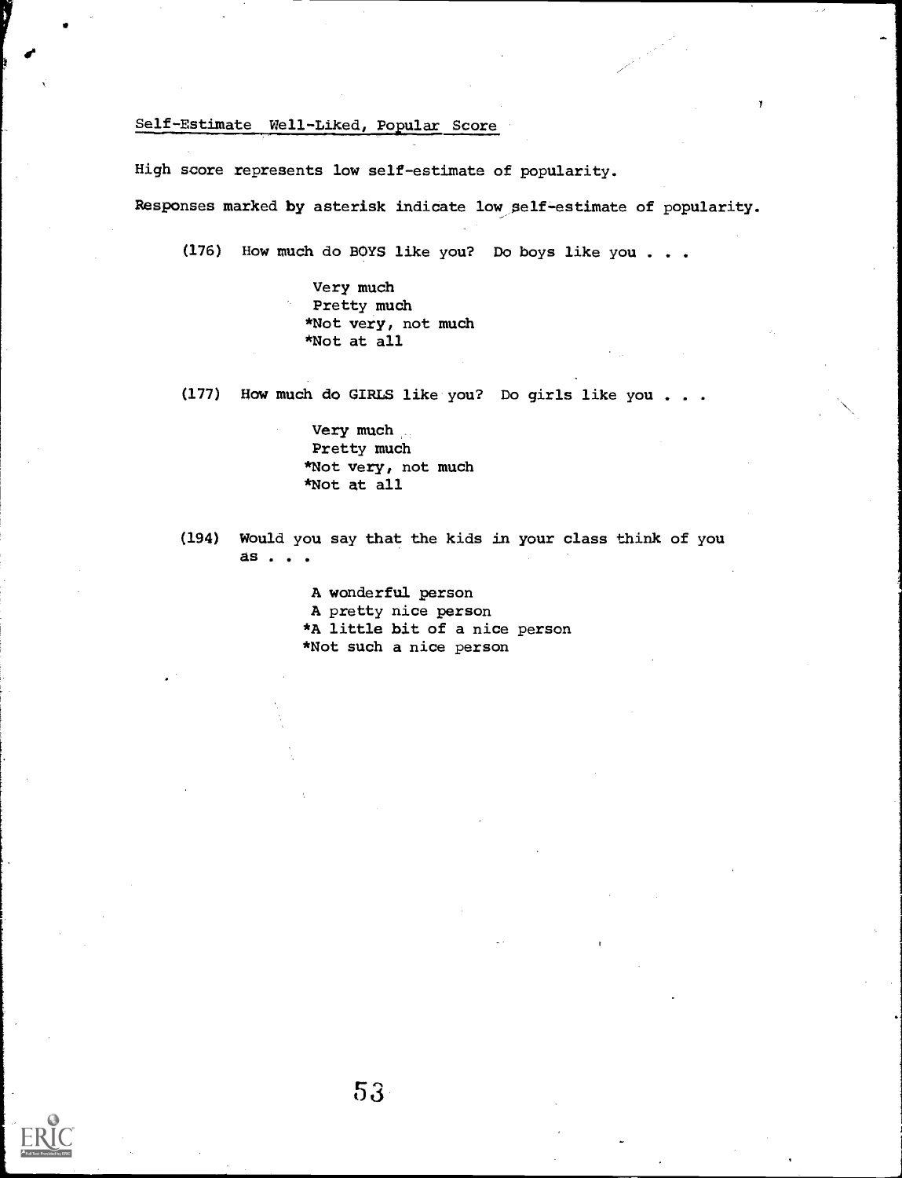Self-Estimate Well-Liked, Popular Score

High score represents low self-estimate of popularity.

Responses marked by asterisk indicate low self-estimate of popularity.

(176) How much do BOYS like you? Do boys like you . . .

Very much
Pretty much
*Not very, not much
*Not at all

(177) How much do GIRLS like you? Do girls like you . . .

Very much
Pretty much
*Not very, not much
*Not at all

(194) Would you say that the kids in your class think of you as . . .

A wonderful person
A pretty nice person
*A little bit of a nice person
*Not such a nice person